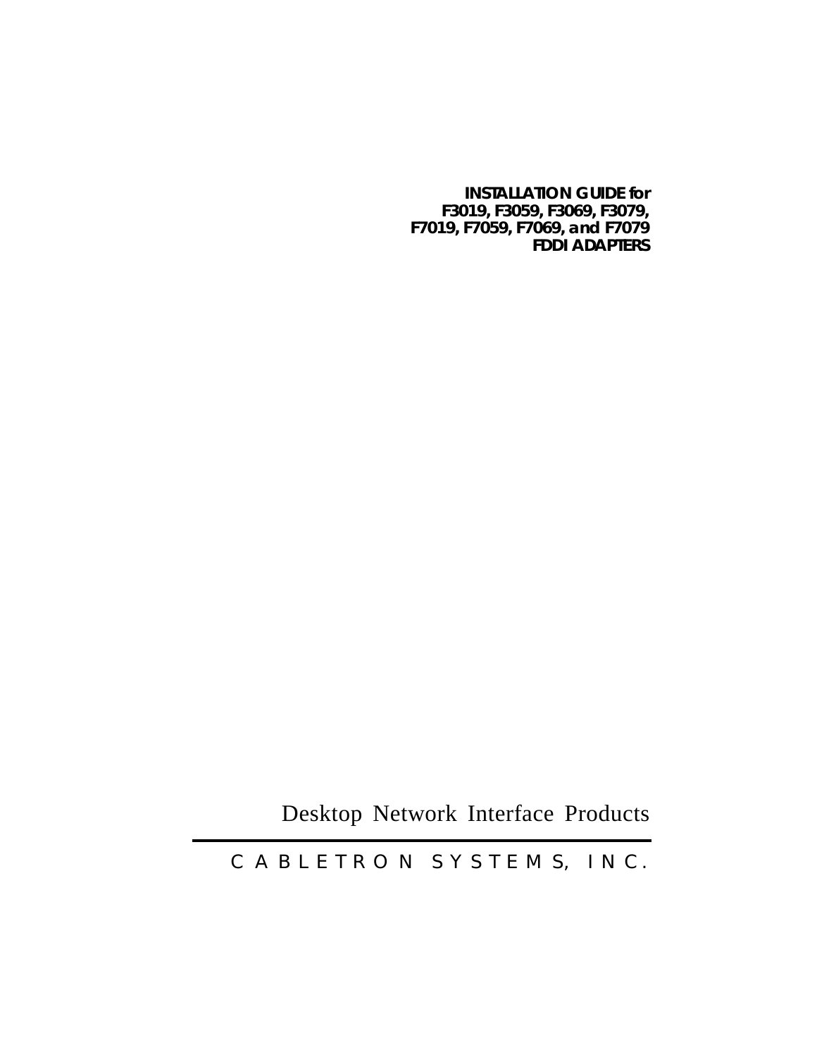# INSTALLATION GUIDE for F3019, F3059, F3069, F3079, F7019, F7059, F7069, and F7079 FDDI ADAPTERS

Desktop Network Interface Products

CABLETRON SYSTEMS, INC.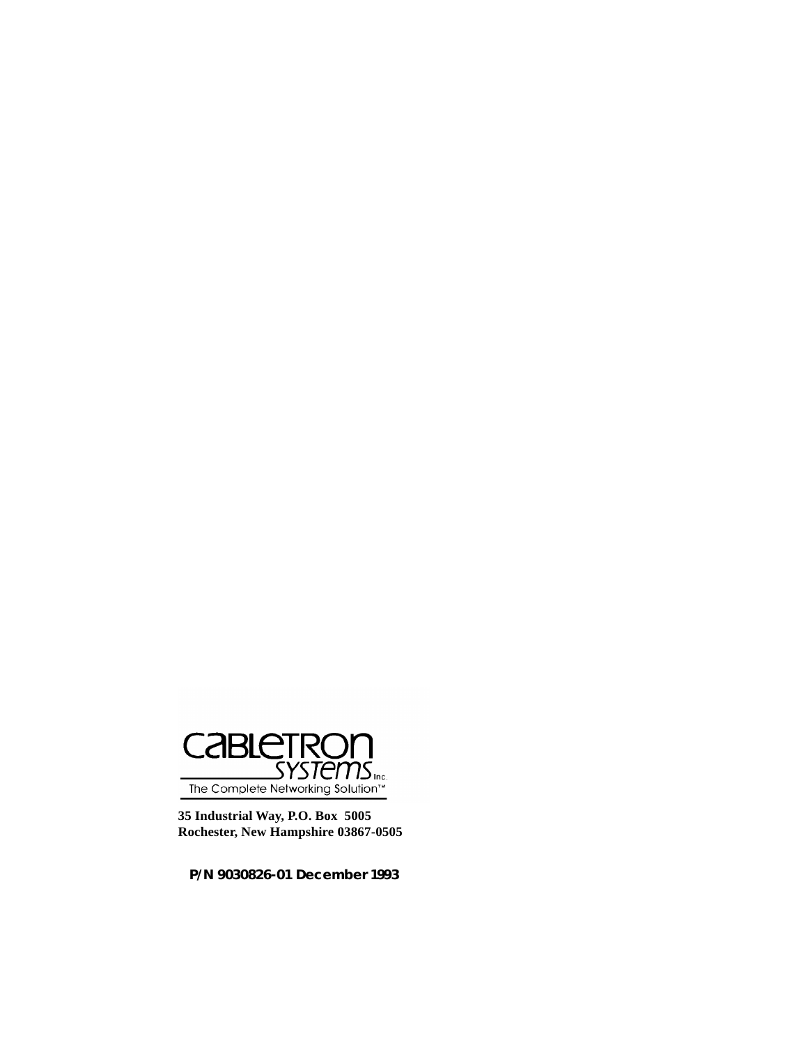CABLETRON SYSTEMS Inc.

The Complete Networking Solution™

**35 Industrial Way, P.O. Box 5005**
**Rochester, New Hampshire 03867-0505**

**P/N 9030826-01 December 1993**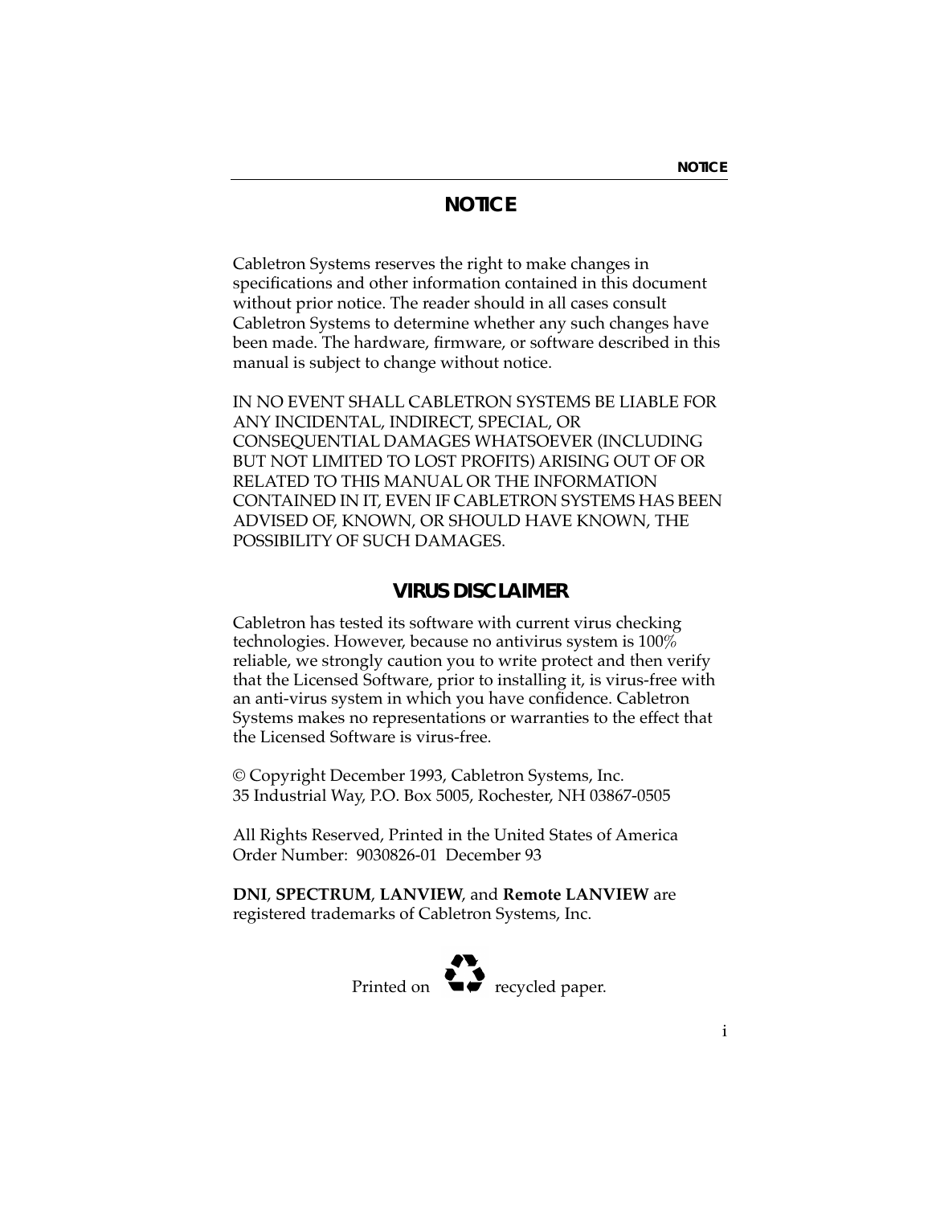# NOTICE

Cabletron Systems reserves the right to make changes in specifications and other information contained in this document without prior notice. The reader should in all cases consult Cabletron Systems to determine whether any such changes have been made. The hardware, firmware, or software described in this manual is subject to change without notice.

IN NO EVENT SHALL CABLETRON SYSTEMS BE LIABLE FOR ANY INCIDENTAL, INDIRECT, SPECIAL, OR CONSEQUENTIAL DAMAGES WHATSOEVER (INCLUDING BUT NOT LIMITED TO LOST PROFITS) ARISING OUT OF OR RELATED TO THIS MANUAL OR THE INFORMATION CONTAINED IN IT, EVEN IF CABLETRON SYSTEMS HAS BEEN ADVISED OF, KNOWN, OR SHOULD HAVE KNOWN, THE POSSIBILITY OF SUCH DAMAGES.

## VIRUS DISCLAIMER

Cabletron has tested its software with current virus checking technologies. However, because no antivirus system is 100% reliable, we strongly caution you to write protect and then verify that the Licensed Software, prior to installing it, is virus-free with an anti-virus system in which you have confidence. Cabletron Systems makes no representations or warranties to the effect that the Licensed Software is virus-free.

© Copyright December 1993, Cabletron Systems, Inc.
35 Industrial Way, P.O. Box 5005, Rochester, NH 03867-0505

All Rights Reserved, Printed in the United States of America
Order Number: 9030826-01 December 93

**DNI**, **SPECTRUM**, **LANVIEW**, and **Remote LANVIEW** are registered trademarks of Cabletron Systems, Inc.

Printed on ♻ recycled paper.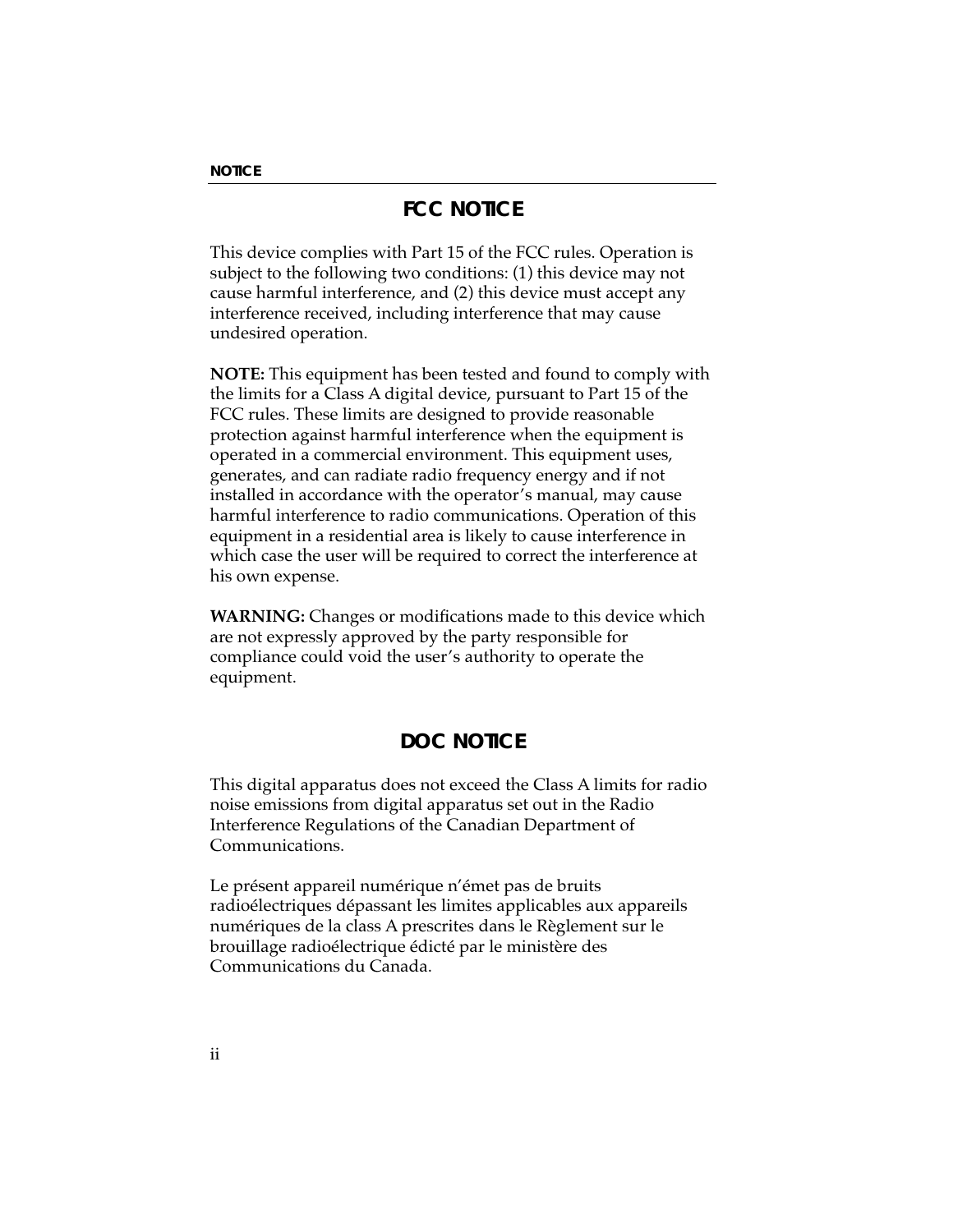## FCC NOTICE

This device complies with Part 15 of the FCC rules. Operation is subject to the following two conditions: (1) this device may not cause harmful interference, and (2) this device must accept any interference received, including interference that may cause undesired operation.

**NOTE:** This equipment has been tested and found to comply with the limits for a Class A digital device, pursuant to Part 15 of the FCC rules. These limits are designed to provide reasonable protection against harmful interference when the equipment is operated in a commercial environment. This equipment uses, generates, and can radiate radio frequency energy and if not installed in accordance with the operator's manual, may cause harmful interference to radio communications. Operation of this equipment in a residential area is likely to cause interference in which case the user will be required to correct the interference at his own expense.

**WARNING:** Changes or modifications made to this device which are not expressly approved by the party responsible for compliance could void the user's authority to operate the equipment.

## DOC NOTICE

This digital apparatus does not exceed the Class A limits for radio noise emissions from digital apparatus set out in the Radio Interference Regulations of the Canadian Department of Communications.

Le présent appareil numérique n'émet pas de bruits radioélectriques dépassant les limites applicables aux appareils numériques de la class A prescrites dans le Règlement sur le brouillage radioélectrique édicté par le ministère des Communications du Canada.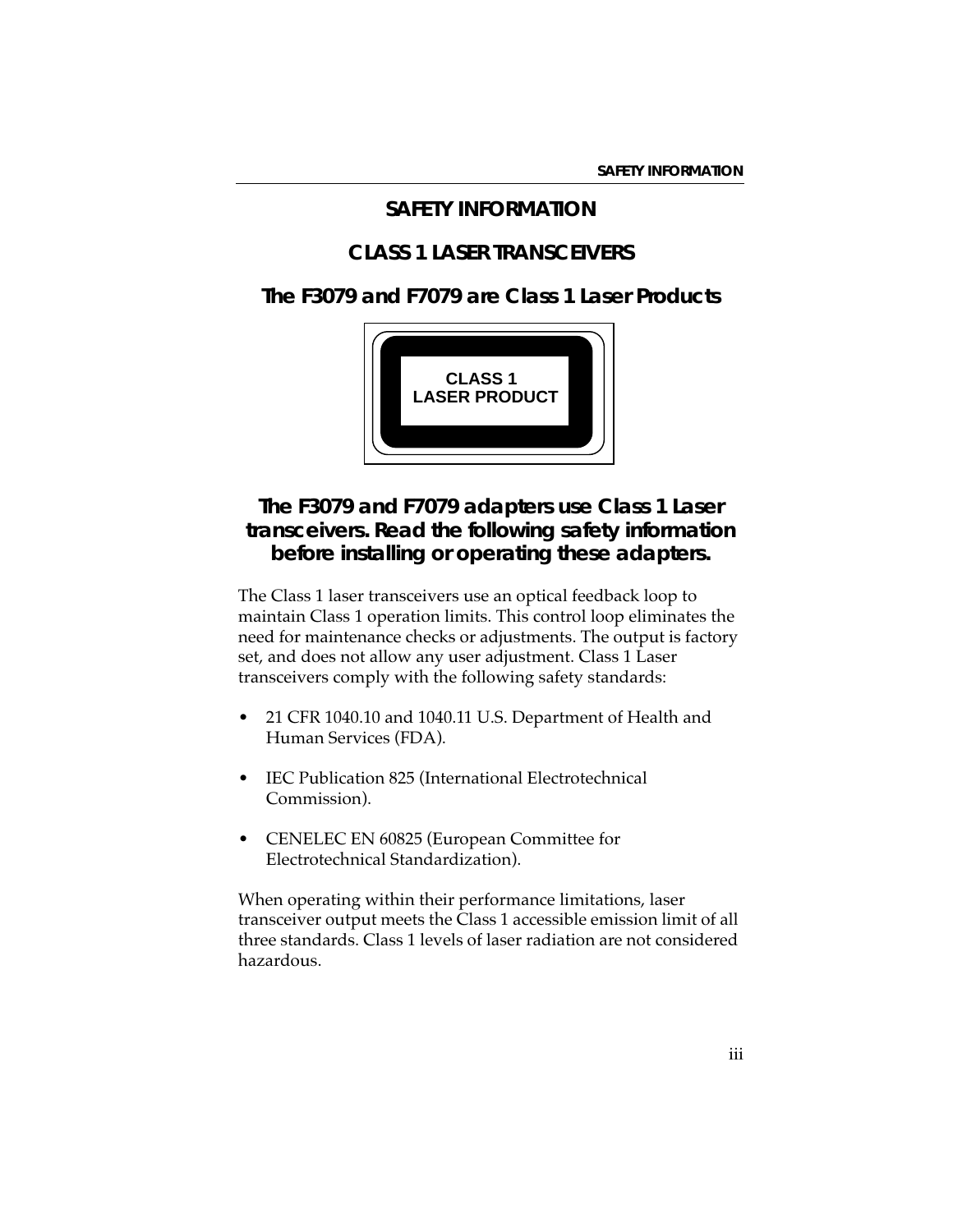# SAFETY INFORMATION

## CLASS 1 LASER TRANSCEIVERS

### The F3079 and F7079 are Class 1 Laser Products

CLASS 1
LASER PRODUCT

### The F3079 and F7079 adapters use Class 1 Laser transceivers. Read the following safety information before installing or operating these adapters.

The Class 1 laser transceivers use an optical feedback loop to maintain Class 1 operation limits. This control loop eliminates the need for maintenance checks or adjustments. The output is factory set, and does not allow any user adjustment. Class 1 Laser transceivers comply with the following safety standards:

- 21 CFR 1040.10 and 1040.11 U.S. Department of Health and Human Services (FDA).
- IEC Publication 825 (International Electrotechnical Commission).
- CENELEC EN 60825 (European Committee for Electrotechnical Standardization).

When operating within their performance limitations, laser transceiver output meets the Class 1 accessible emission limit of all three standards. Class 1 levels of laser radiation are not considered hazardous.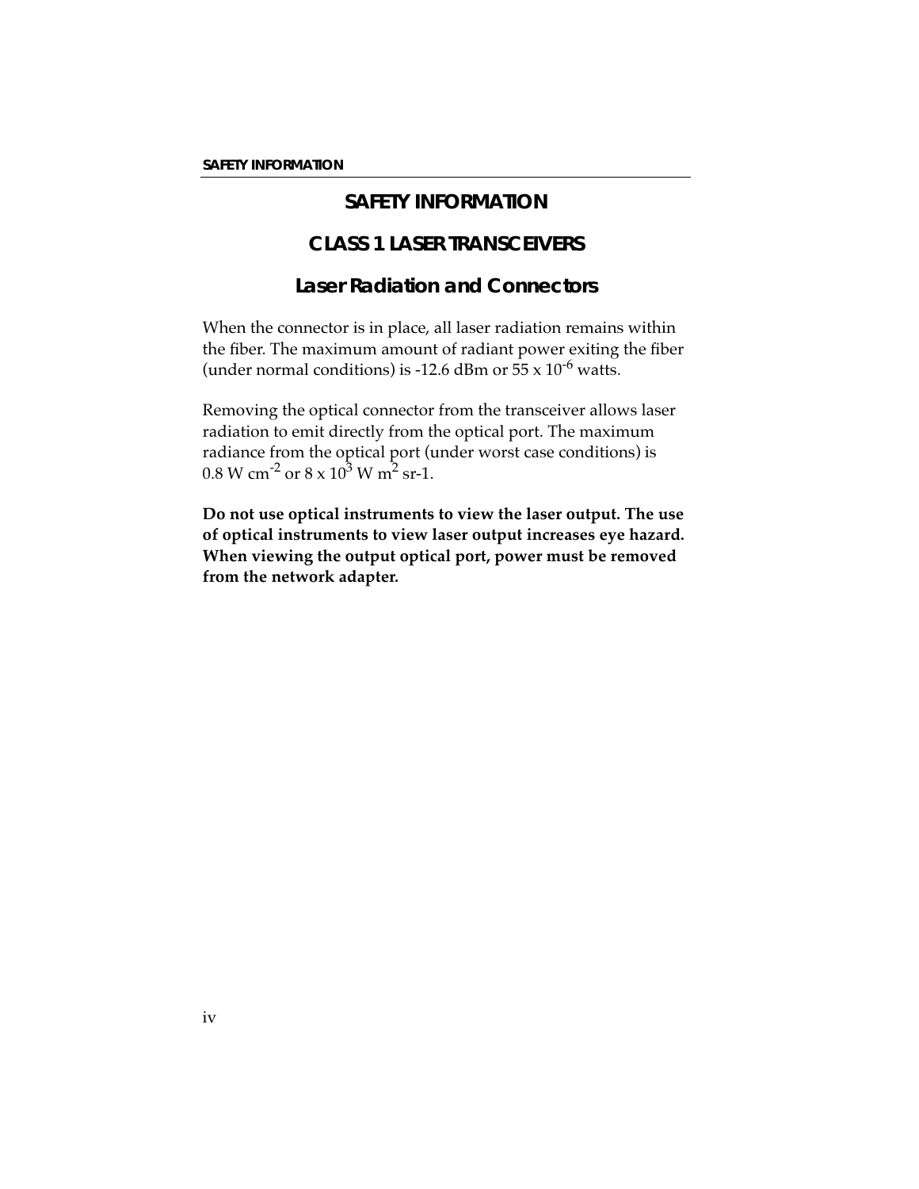# SAFETY INFORMATION

## CLASS 1 LASER TRANSCEIVERS

### Laser Radiation and Connectors

When the connector is in place, all laser radiation remains within the fiber. The maximum amount of radiant power exiting the fiber (under normal conditions) is -12.6 dBm or $55 \times 10^{-6}$ watts.

Removing the optical connector from the transceiver allows laser radiation to emit directly from the optical port. The maximum radiance from the optical port (under worst case conditions) is 0.8 W $cm^{-2}$ or $8 \times 10^{3}$ W $m^{2}$ sr-1.

**Do not use optical instruments to view the laser output. The use of optical instruments to view laser output increases eye hazard. When viewing the output optical port, power must be removed from the network adapter.**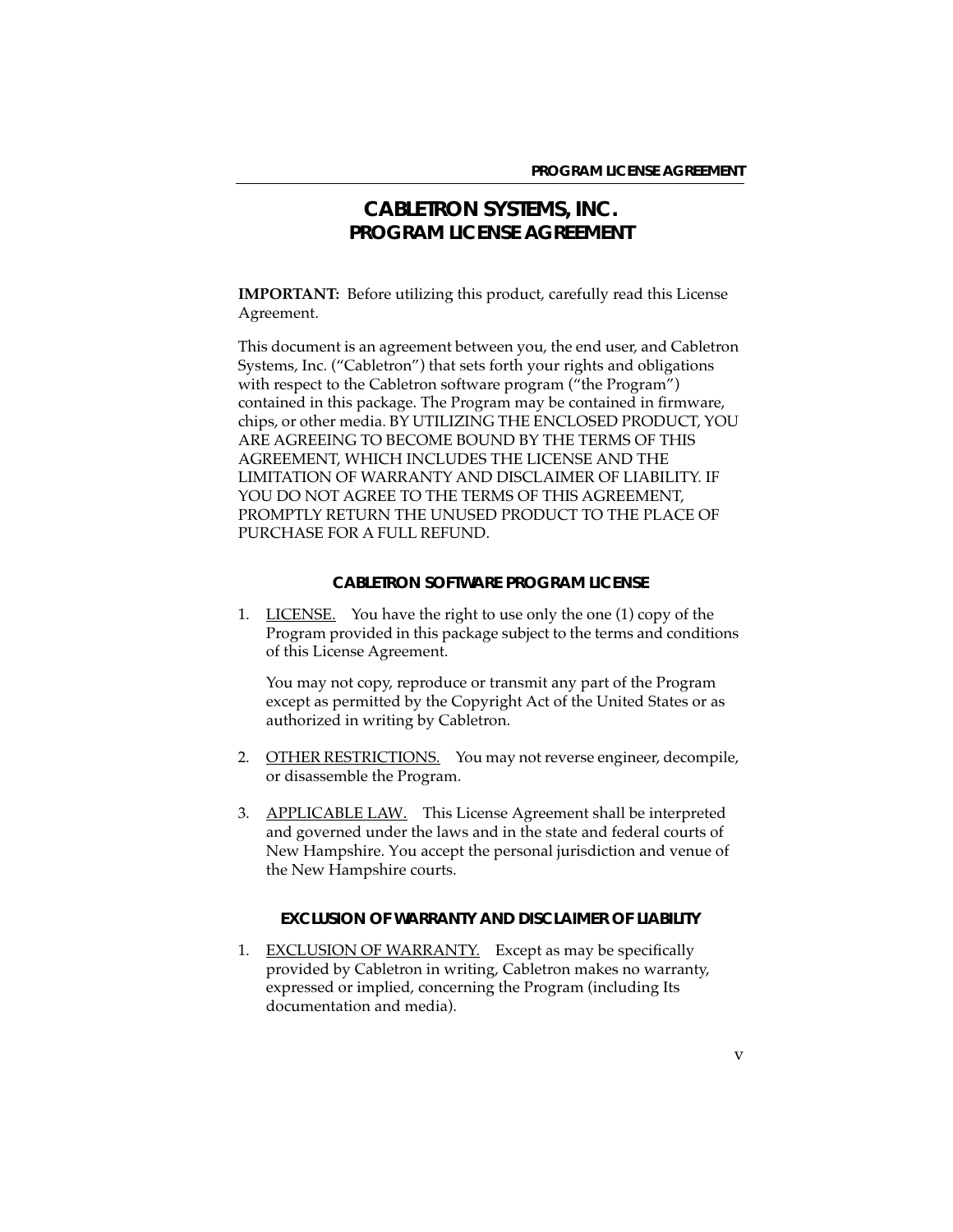# CABLETRON SYSTEMS, INC.
## PROGRAM LICENSE AGREEMENT

**IMPORTANT:** Before utilizing this product, carefully read this License Agreement.

This document is an agreement between you, the end user, and Cabletron Systems, Inc. ("Cabletron") that sets forth your rights and obligations with respect to the Cabletron software program ("the Program") contained in this package. The Program may be contained in firmware, chips, or other media. BY UTILIZING THE ENCLOSED PRODUCT, YOU ARE AGREEING TO BECOME BOUND BY THE TERMS OF THIS AGREEMENT, WHICH INCLUDES THE LICENSE AND THE LIMITATION OF WARRANTY AND DISCLAIMER OF LIABILITY. IF YOU DO NOT AGREE TO THE TERMS OF THIS AGREEMENT, PROMPTLY RETURN THE UNUSED PRODUCT TO THE PLACE OF PURCHASE FOR A FULL REFUND.

### CABLETRON SOFTWARE PROGRAM LICENSE

1. LICENSE. You have the right to use only the one (1) copy of the Program provided in this package subject to the terms and conditions of this License Agreement.

   You may not copy, reproduce or transmit any part of the Program except as permitted by the Copyright Act of the United States or as authorized in writing by Cabletron.

2. OTHER RESTRICTIONS. You may not reverse engineer, decompile, or disassemble the Program.

3. APPLICABLE LAW. This License Agreement shall be interpreted and governed under the laws and in the state and federal courts of New Hampshire. You accept the personal jurisdiction and venue of the New Hampshire courts.

### EXCLUSION OF WARRANTY AND DISCLAIMER OF LIABILITY

1. EXCLUSION OF WARRANTY. Except as may be specifically provided by Cabletron in writing, Cabletron makes no warranty, expressed or implied, concerning the Program (including Its documentation and media).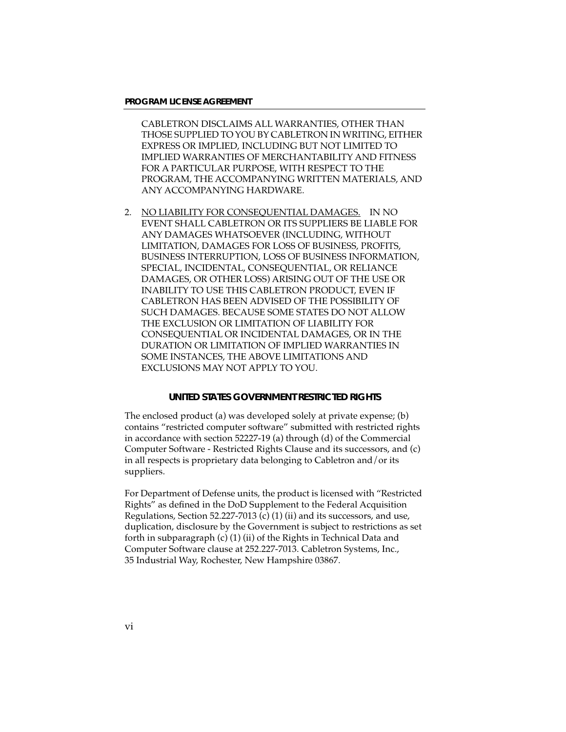CABLETRON DISCLAIMS ALL WARRANTIES, OTHER THAN THOSE SUPPLIED TO YOU BY CABLETRON IN WRITING, EITHER EXPRESS OR IMPLIED, INCLUDING BUT NOT LIMITED TO IMPLIED WARRANTIES OF MERCHANTABILITY AND FITNESS FOR A PARTICULAR PURPOSE, WITH RESPECT TO THE PROGRAM, THE ACCOMPANYING WRITTEN MATERIALS, AND ANY ACCOMPANYING HARDWARE.

2. <u>NO LIABILITY FOR CONSEQUENTIAL DAMAGES.</u> IN NO EVENT SHALL CABLETRON OR ITS SUPPLIERS BE LIABLE FOR ANY DAMAGES WHATSOEVER (INCLUDING, WITHOUT LIMITATION, DAMAGES FOR LOSS OF BUSINESS, PROFITS, BUSINESS INTERRUPTION, LOSS OF BUSINESS INFORMATION, SPECIAL, INCIDENTAL, CONSEQUENTIAL, OR RELIANCE DAMAGES, OR OTHER LOSS) ARISING OUT OF THE USE OR INABILITY TO USE THIS CABLETRON PRODUCT, EVEN IF CABLETRON HAS BEEN ADVISED OF THE POSSIBILITY OF SUCH DAMAGES. BECAUSE SOME STATES DO NOT ALLOW THE EXCLUSION OR LIMITATION OF LIABILITY FOR CONSEQUENTIAL OR INCIDENTAL DAMAGES, OR IN THE DURATION OR LIMITATION OF IMPLIED WARRANTIES IN SOME INSTANCES, THE ABOVE LIMITATIONS AND EXCLUSIONS MAY NOT APPLY TO YOU.

## UNITED STATES GOVERNMENT RESTRICTED RIGHTS

The enclosed product (a) was developed solely at private expense; (b) contains "restricted computer software" submitted with restricted rights in accordance with section 52227-19 (a) through (d) of the Commercial Computer Software - Restricted Rights Clause and its successors, and (c) in all respects is proprietary data belonging to Cabletron and/or its suppliers.

For Department of Defense units, the product is licensed with "Restricted Rights" as defined in the DoD Supplement to the Federal Acquisition Regulations, Section 52.227-7013 (c) (1) (ii) and its successors, and use, duplication, disclosure by the Government is subject to restrictions as set forth in subparagraph (c) (1) (ii) of the Rights in Technical Data and Computer Software clause at 252.227-7013. Cabletron Systems, Inc., 35 Industrial Way, Rochester, New Hampshire 03867.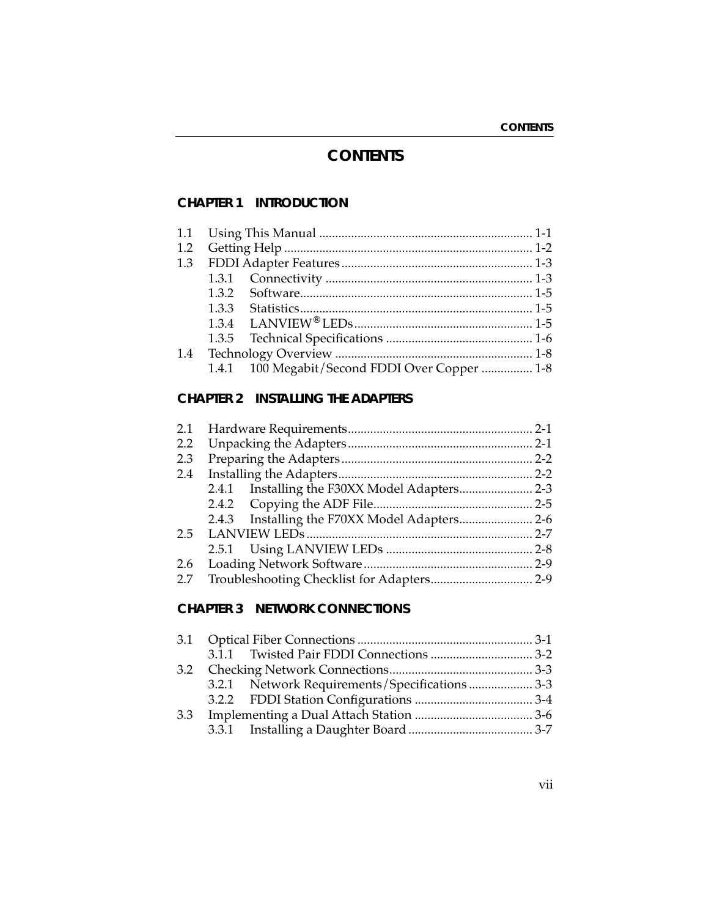# CONTENTS

## CHAPTER 1 INTRODUCTION

1.1 Using This Manual .................................................................. 1-1
1.2 Getting Help ............................................................................. 1-2
1.3 FDDI Adapter Features ............................................................ 1-3
    1.3.1 Connectivity ................................................................. 1-3
    1.3.2 Software......................................................................... 1-5
    1.3.3 Statistics......................................................................... 1-5
    1.3.4 LANVIEW® LEDs ........................................................ 1-5
    1.3.5 Technical Specifications .............................................. 1-6
1.4 Technology Overview ............................................................. 1-8
    1.4.1 100 Megabit/Second FDDI Over Copper ................ 1-8

## CHAPTER 2 INSTALLING THE ADAPTERS

2.1 Hardware Requirements.......................................................... 2-1
2.2 Unpacking the Adapters .......................................................... 2-1
2.3 Preparing the Adapters ............................................................ 2-2
2.4 Installing the Adapters ............................................................. 2-2
    2.4.1 Installing the F30XX Model Adapters....................... 2-3
    2.4.2 Copying the ADF File.................................................. 2-5
    2.4.3 Installing the F70XX Model Adapters....................... 2-6
2.5 LANVIEW LEDs ....................................................................... 2-7
    2.5.1 Using LANVIEW LEDs .............................................. 2-8
2.6 Loading Network Software ..................................................... 2-9
2.7 Troubleshooting Checklist for Adapters................................ 2-9

## CHAPTER 3 NETWORK CONNECTIONS

3.1 Optical Fiber Connections ....................................................... 3-1
    3.1.1 Twisted Pair FDDI Connections ................................ 3-2
3.2 Checking Network Connections............................................. 3-3
    3.2.1 Network Requirements/Specifications .................... 3-3
    3.2.2 FDDI Station Configurations ..................................... 3-4
3.3 Implementing a Dual Attach Station ..................................... 3-6
    3.3.1 Installing a Daughter Board ....................................... 3-7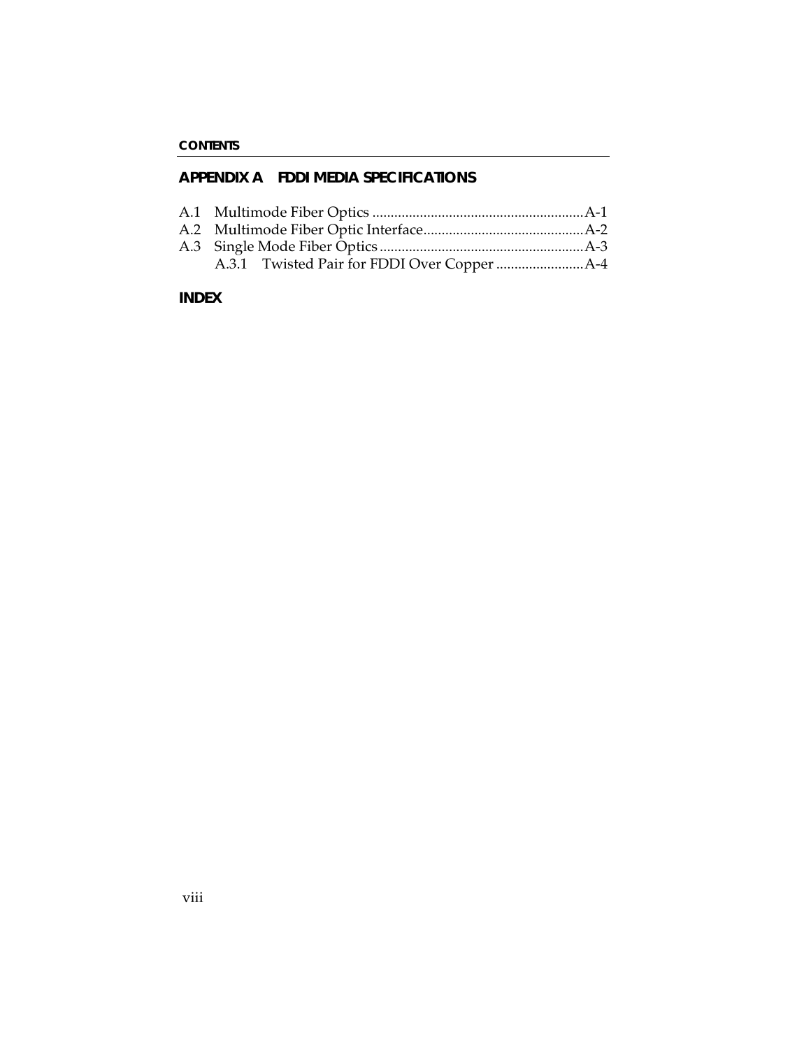## APPENDIX A FDDI MEDIA SPECIFICATIONS

A.1 Multimode Fiber Optics .......................................................... A-1
A.2 Multimode Fiber Optic Interface............................................ A-2
A.3 Single Mode Fiber Optics ........................................................ A-3
 A.3.1 Twisted Pair for FDDI Over Copper ........................ A-4

## INDEX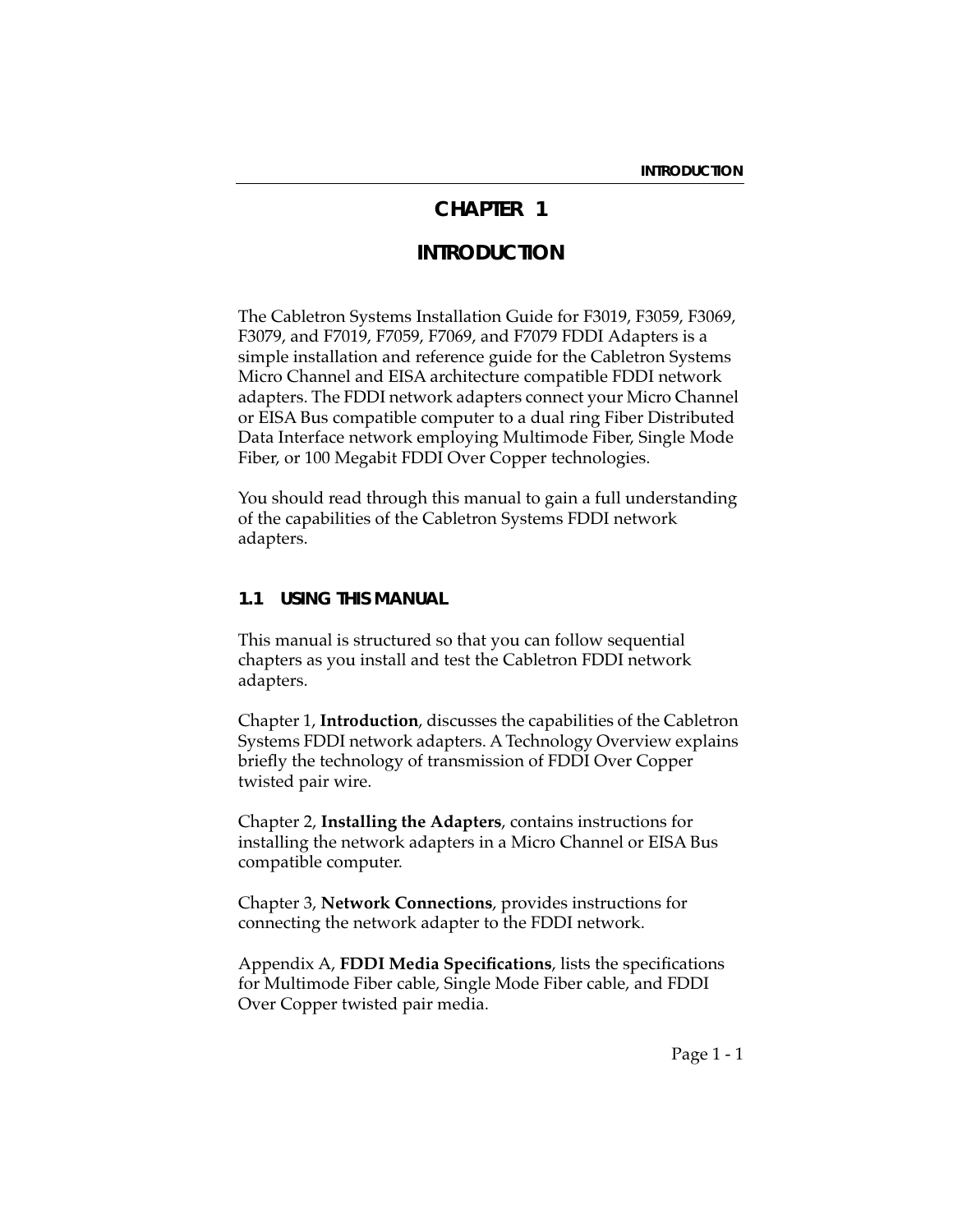# CHAPTER 1

# INTRODUCTION

The Cabletron Systems Installation Guide for F3019, F3059, F3069, F3079, and F7019, F7059, F7069, and F7079 FDDI Adapters is a simple installation and reference guide for the Cabletron Systems Micro Channel and EISA architecture compatible FDDI network adapters. The FDDI network adapters connect your Micro Channel or EISA Bus compatible computer to a dual ring Fiber Distributed Data Interface network employing Multimode Fiber, Single Mode Fiber, or 100 Megabit FDDI Over Copper technologies.

You should read through this manual to gain a full understanding of the capabilities of the Cabletron Systems FDDI network adapters.

## 1.1 USING THIS MANUAL

This manual is structured so that you can follow sequential chapters as you install and test the Cabletron FDDI network adapters.

Chapter 1, **Introduction**, discusses the capabilities of the Cabletron Systems FDDI network adapters. A Technology Overview explains briefly the technology of transmission of FDDI Over Copper twisted pair wire.

Chapter 2, **Installing the Adapters**, contains instructions for installing the network adapters in a Micro Channel or EISA Bus compatible computer.

Chapter 3, **Network Connections**, provides instructions for connecting the network adapter to the FDDI network.

Appendix A, **FDDI Media Specifications**, lists the specifications for Multimode Fiber cable, Single Mode Fiber cable, and FDDI Over Copper twisted pair media.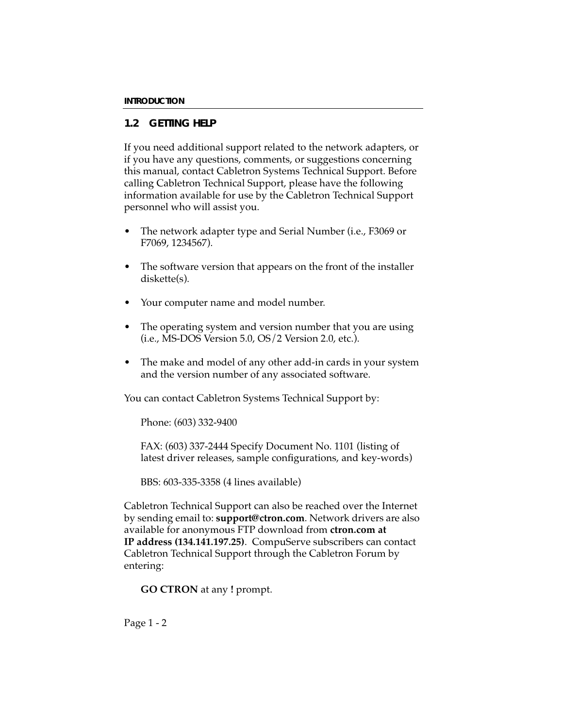## 1.2 GETTING HELP

If you need additional support related to the network adapters, or if you have any questions, comments, or suggestions concerning this manual, contact Cabletron Systems Technical Support. Before calling Cabletron Technical Support, please have the following information available for use by the Cabletron Technical Support personnel who will assist you.

- The network adapter type and Serial Number (i.e., F3069 or F7069, 1234567).
- The software version that appears on the front of the installer diskette(s).
- Your computer name and model number.
- The operating system and version number that you are using (i.e., MS-DOS Version 5.0, OS/2 Version 2.0, etc.).
- The make and model of any other add-in cards in your system and the version number of any associated software.

You can contact Cabletron Systems Technical Support by:

Phone: (603) 332-9400

FAX: (603) 337-2444 Specify Document No. 1101 (listing of latest driver releases, sample configurations, and key-words)

BBS: 603-335-3358 (4 lines available)

Cabletron Technical Support can also be reached over the Internet by sending email to: **support@ctron.com**. Network drivers are also available for anonymous FTP download from **ctron.com at IP address (134.141.197.25)**. CompuServe subscribers can contact Cabletron Technical Support through the Cabletron Forum by entering:

**GO CTRON** at any **!** prompt.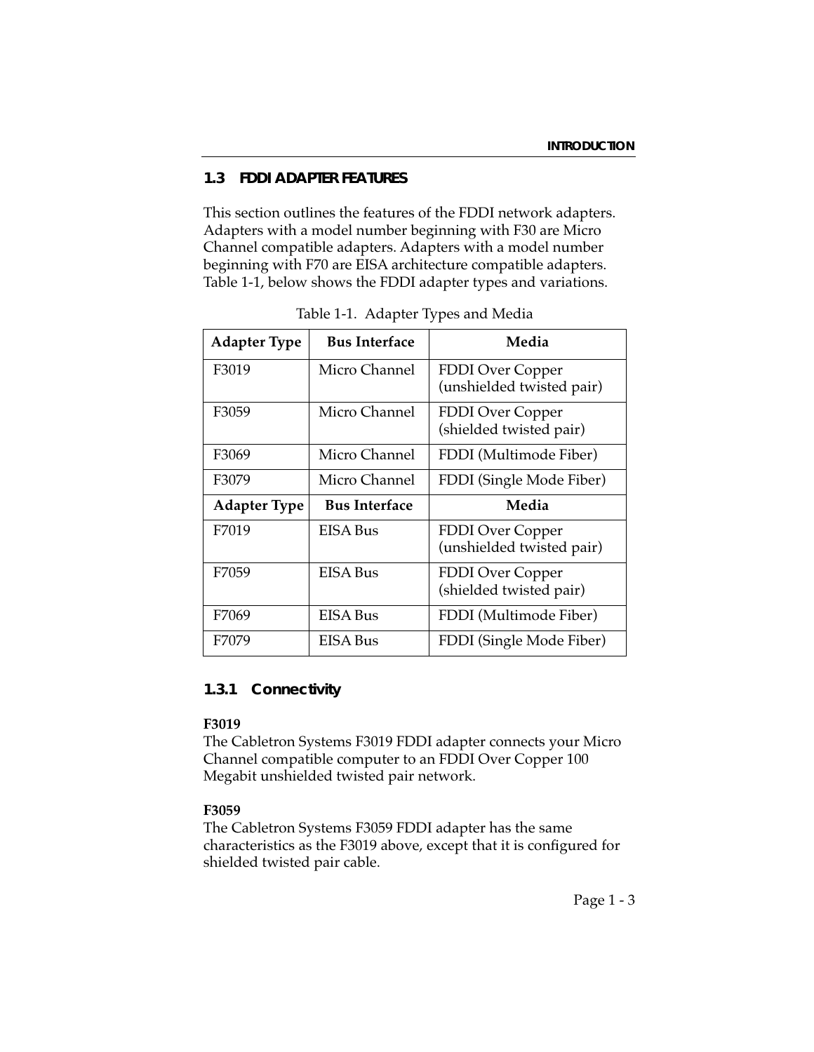## 1.3 FDDI ADAPTER FEATURES

This section outlines the features of the FDDI network adapters. Adapters with a model number beginning with F30 are Micro Channel compatible adapters. Adapters with a model number beginning with F70 are EISA architecture compatible adapters. Table 1-1, below shows the FDDI adapter types and variations.

Table 1-1. Adapter Types and Media

| Adapter Type | Bus Interface | Media |
|---|---|---|
| F3019 | Micro Channel | FDDI Over Copper (unshielded twisted pair) |
| F3059 | Micro Channel | FDDI Over Copper (shielded twisted pair) |
| F3069 | Micro Channel | FDDI (Multimode Fiber) |
| F3079 | Micro Channel | FDDI (Single Mode Fiber) |
| **Adapter Type** | **Bus Interface** | **Media** |
| F7019 | EISA Bus | FDDI Over Copper (unshielded twisted pair) |
| F7059 | EISA Bus | FDDI Over Copper (shielded twisted pair) |
| F7069 | EISA Bus | FDDI (Multimode Fiber) |
| F7079 | EISA Bus | FDDI (Single Mode Fiber) |

### 1.3.1 Connectivity

**F3019**
The Cabletron Systems F3019 FDDI adapter connects your Micro Channel compatible computer to an FDDI Over Copper 100 Megabit unshielded twisted pair network.

**F3059**
The Cabletron Systems F3059 FDDI adapter has the same characteristics as the F3019 above, except that it is configured for shielded twisted pair cable.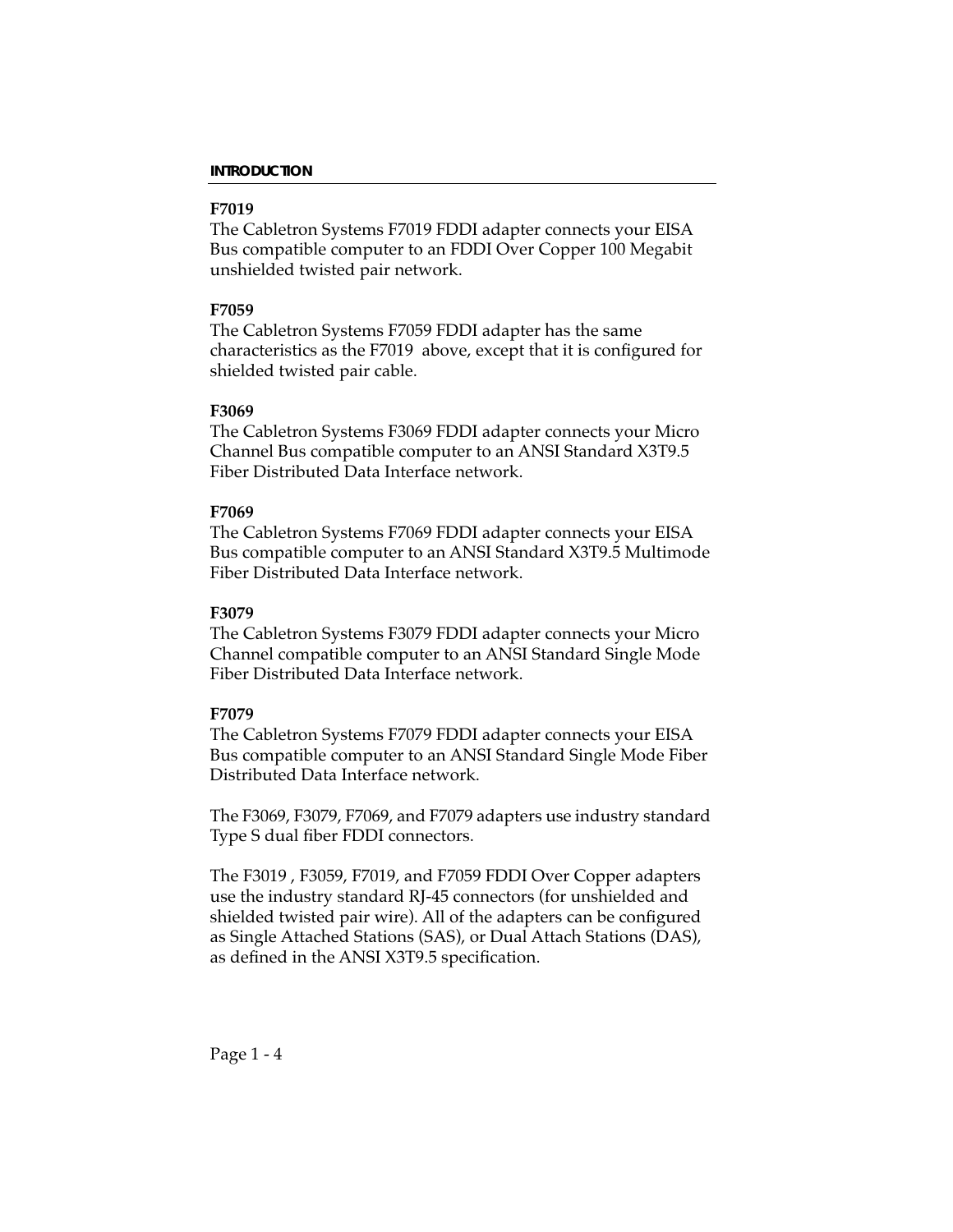**F7019**

The Cabletron Systems F7019 FDDI adapter connects your EISA Bus compatible computer to an FDDI Over Copper 100 Megabit unshielded twisted pair network.

**F7059**

The Cabletron Systems F7059 FDDI adapter has the same characteristics as the F7019 above, except that it is configured for shielded twisted pair cable.

**F3069**

The Cabletron Systems F3069 FDDI adapter connects your Micro Channel Bus compatible computer to an ANSI Standard X3T9.5 Fiber Distributed Data Interface network.

**F7069**

The Cabletron Systems F7069 FDDI adapter connects your EISA Bus compatible computer to an ANSI Standard X3T9.5 Multimode Fiber Distributed Data Interface network.

**F3079**

The Cabletron Systems F3079 FDDI adapter connects your Micro Channel compatible computer to an ANSI Standard Single Mode Fiber Distributed Data Interface network.

**F7079**

The Cabletron Systems F7079 FDDI adapter connects your EISA Bus compatible computer to an ANSI Standard Single Mode Fiber Distributed Data Interface network.

The F3069, F3079, F7069, and F7079 adapters use industry standard Type S dual fiber FDDI connectors.

The F3019 , F3059, F7019, and F7059 FDDI Over Copper adapters use the industry standard RJ-45 connectors (for unshielded and shielded twisted pair wire). All of the adapters can be configured as Single Attached Stations (SAS), or Dual Attach Stations (DAS), as defined in the ANSI X3T9.5 specification.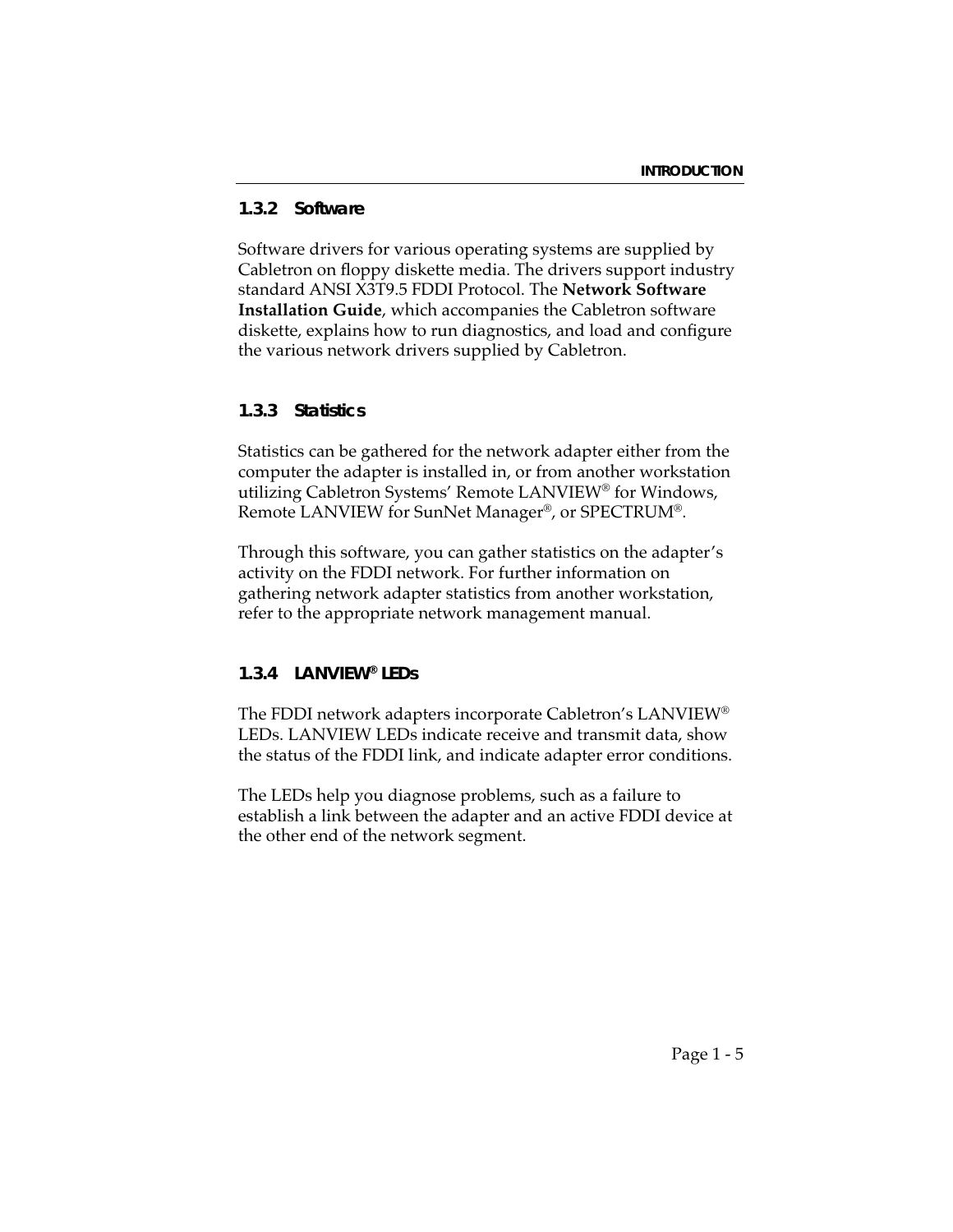### 1.3.2 Software

Software drivers for various operating systems are supplied by Cabletron on floppy diskette media. The drivers support industry standard ANSI X3T9.5 FDDI Protocol. The **Network Software Installation Guide**, which accompanies the Cabletron software diskette, explains how to run diagnostics, and load and configure the various network drivers supplied by Cabletron.

### 1.3.3 Statistics

Statistics can be gathered for the network adapter either from the computer the adapter is installed in, or from another workstation utilizing Cabletron Systems' Remote LANVIEW® for Windows, Remote LANVIEW for SunNet Manager®, or SPECTRUM®.

Through this software, you can gather statistics on the adapter's activity on the FDDI network. For further information on gathering network adapter statistics from another workstation, refer to the appropriate network management manual.

### 1.3.4 LANVIEW® LEDs

The FDDI network adapters incorporate Cabletron's LANVIEW® LEDs. LANVIEW LEDs indicate receive and transmit data, show the status of the FDDI link, and indicate adapter error conditions.

The LEDs help you diagnose problems, such as a failure to establish a link between the adapter and an active FDDI device at the other end of the network segment.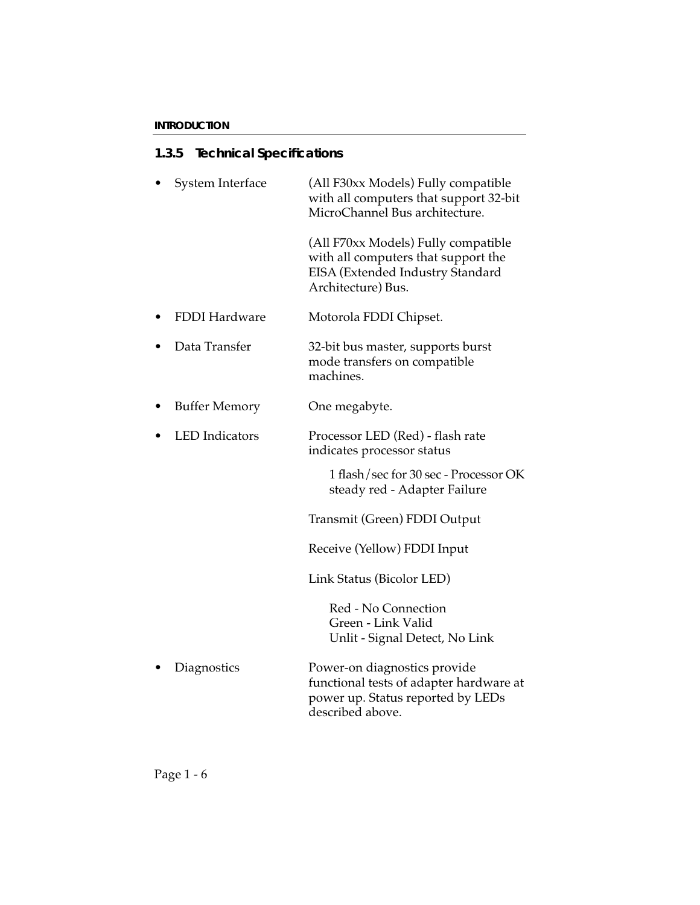### 1.3.5 Technical Specifications

- **System Interface**

  (All F30xx Models) Fully compatible with all computers that support 32-bit MicroChannel Bus architecture.

  (All F70xx Models) Fully compatible with all computers that support the EISA (Extended Industry Standard Architecture) Bus.

- **FDDI Hardware**

  Motorola FDDI Chipset.

- **Data Transfer**

  32-bit bus master, supports burst mode transfers on compatible machines.

- **Buffer Memory**

  One megabyte.

- **LED Indicators**

  Processor LED (Red) - flash rate indicates processor status

  - 1 flash/sec for 30 sec - Processor OK
  - steady red - Adapter Failure

  Transmit (Green) FDDI Output

  Receive (Yellow) FDDI Input

  Link Status (Bicolor LED)

  - Red - No Connection
  - Green - Link Valid
  - Unlit - Signal Detect, No Link

- **Diagnostics**

  Power-on diagnostics provide functional tests of adapter hardware at power up. Status reported by LEDs described above.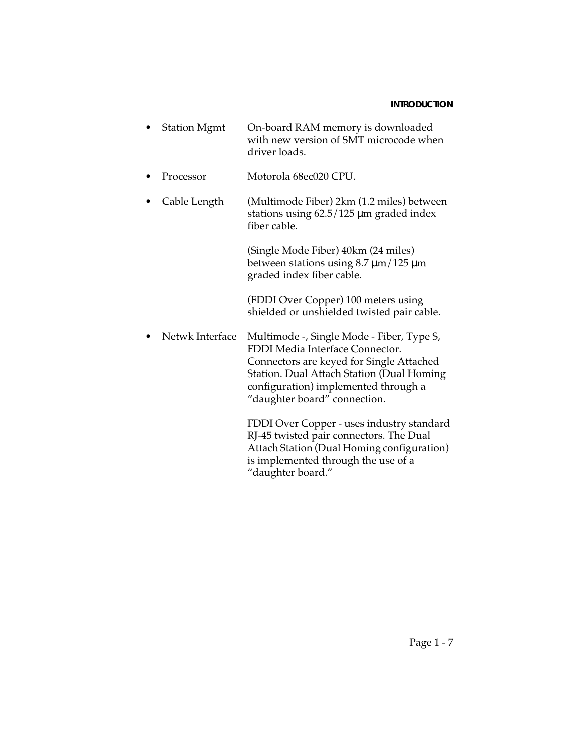- Station Mgmt — On-board RAM memory is downloaded with new version of SMT microcode when driver loads.

- Processor — Motorola 68ec020 CPU.

- Cable Length — (Multimode Fiber) 2km (1.2 miles) between stations using 62.5/125 µm graded index fiber cable.

  (Single Mode Fiber) 40km (24 miles) between stations using 8.7 µm/125 µm graded index fiber cable.

  (FDDI Over Copper) 100 meters using shielded or unshielded twisted pair cable.

- Netwk Interface — Multimode -, Single Mode - Fiber, Type S, FDDI Media Interface Connector. Connectors are keyed for Single Attached Station. Dual Attach Station (Dual Homing configuration) implemented through a “daughter board” connection.

  FDDI Over Copper - uses industry standard RJ-45 twisted pair connectors. The Dual Attach Station (Dual Homing configuration) is implemented through the use of a “daughter board.”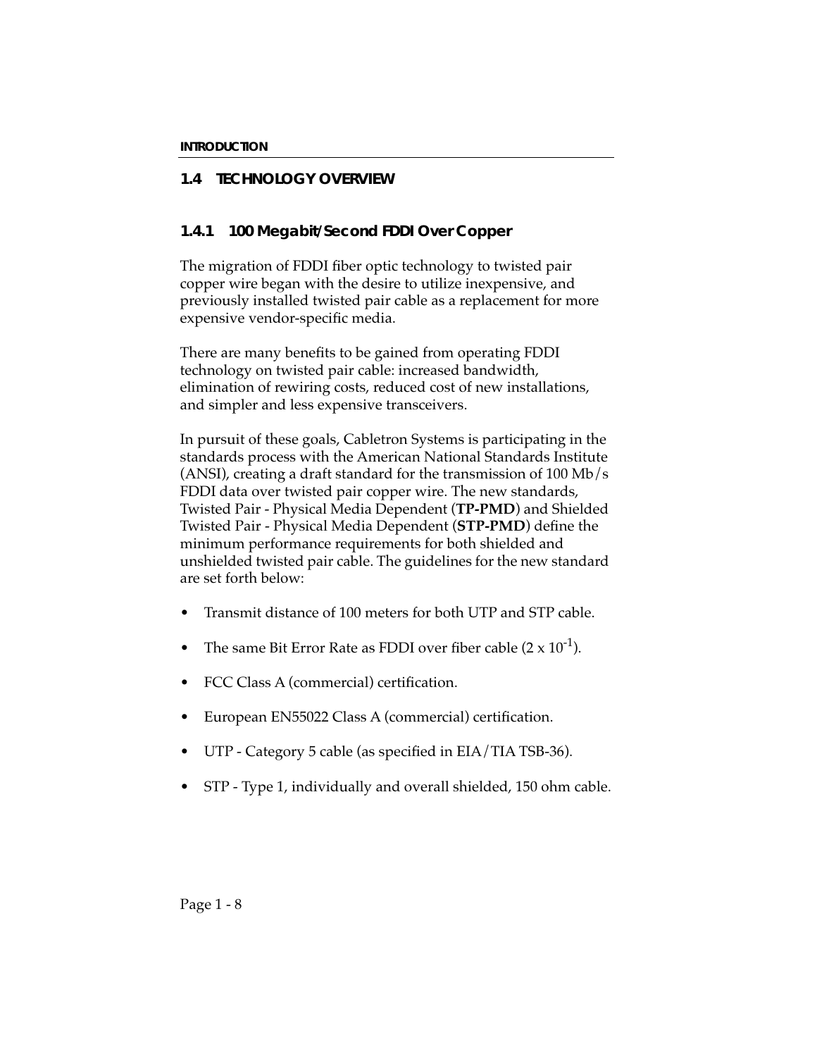## 1.4 TECHNOLOGY OVERVIEW

### 1.4.1 100 Megabit/Second FDDI Over Copper

The migration of FDDI fiber optic technology to twisted pair copper wire began with the desire to utilize inexpensive, and previously installed twisted pair cable as a replacement for more expensive vendor-specific media.

There are many benefits to be gained from operating FDDI technology on twisted pair cable: increased bandwidth, elimination of rewiring costs, reduced cost of new installations, and simpler and less expensive transceivers.

In pursuit of these goals, Cabletron Systems is participating in the standards process with the American National Standards Institute (ANSI), creating a draft standard for the transmission of 100 Mb/s FDDI data over twisted pair copper wire. The new standards, Twisted Pair - Physical Media Dependent (**TP-PMD**) and Shielded Twisted Pair - Physical Media Dependent (**STP-PMD**) define the minimum performance requirements for both shielded and unshielded twisted pair cable. The guidelines for the new standard are set forth below:

- Transmit distance of 100 meters for both UTP and STP cable.
- The same Bit Error Rate as FDDI over fiber cable ($2 \times 10^{-1}$).
- FCC Class A (commercial) certification.
- European EN55022 Class A (commercial) certification.
- UTP - Category 5 cable (as specified in EIA/TIA TSB-36).
- STP - Type 1, individually and overall shielded, 150 ohm cable.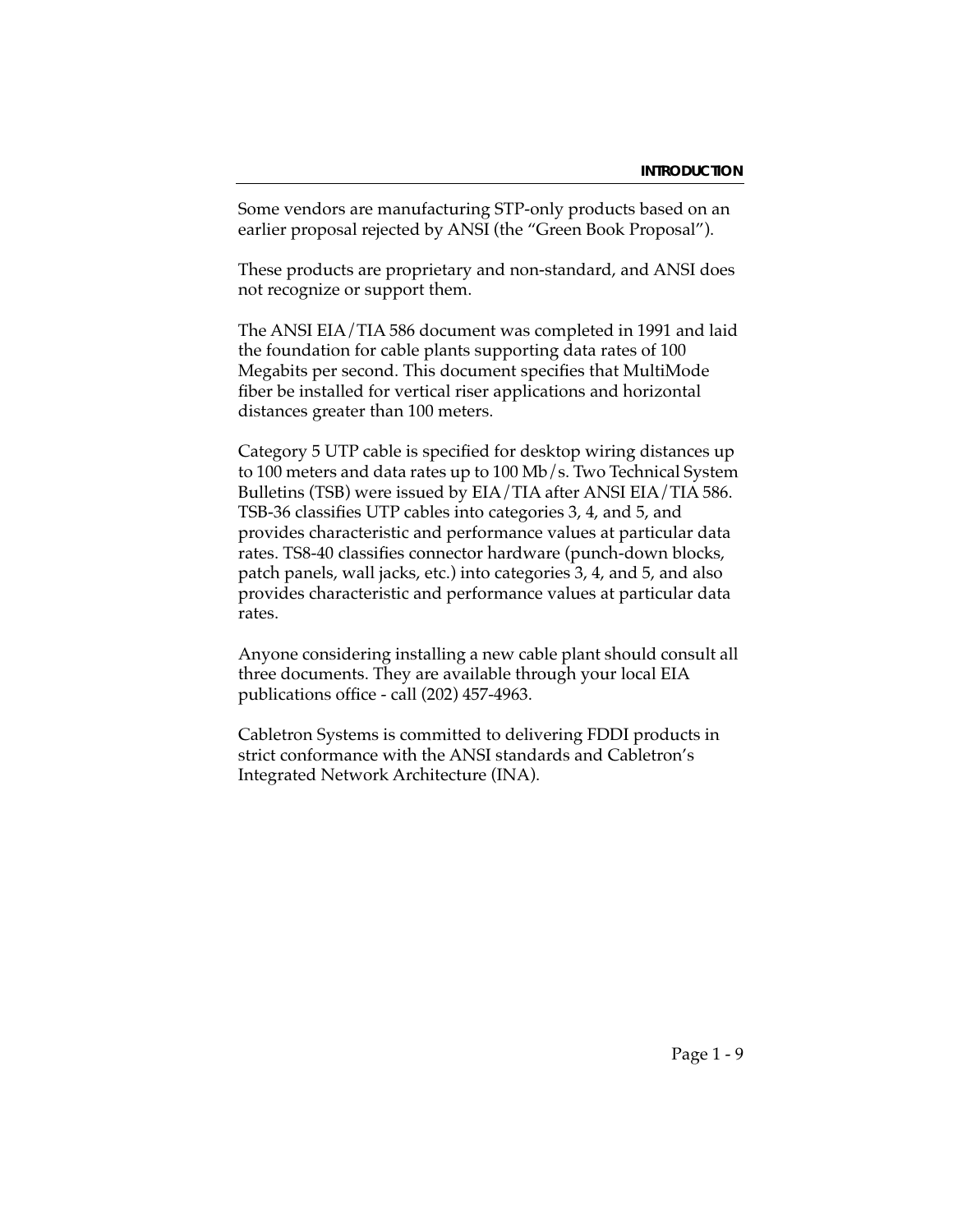Some vendors are manufacturing STP-only products based on an earlier proposal rejected by ANSI (the “Green Book Proposal”).

These products are proprietary and non-standard, and ANSI does not recognize or support them.

The ANSI EIA/TIA 586 document was completed in 1991 and laid the foundation for cable plants supporting data rates of 100 Megabits per second. This document specifies that MultiMode fiber be installed for vertical riser applications and horizontal distances greater than 100 meters.

Category 5 UTP cable is specified for desktop wiring distances up to 100 meters and data rates up to 100 Mb/s. Two Technical System Bulletins (TSB) were issued by EIA/TIA after ANSI EIA/TIA 586. TSB-36 classifies UTP cables into categories 3, 4, and 5, and provides characteristic and performance values at particular data rates. TS8-40 classifies connector hardware (punch-down blocks, patch panels, wall jacks, etc.) into categories 3, 4, and 5, and also provides characteristic and performance values at particular data rates.

Anyone considering installing a new cable plant should consult all three documents. They are available through your local EIA publications office - call (202) 457-4963.

Cabletron Systems is committed to delivering FDDI products in strict conformance with the ANSI standards and Cabletron’s Integrated Network Architecture (INA).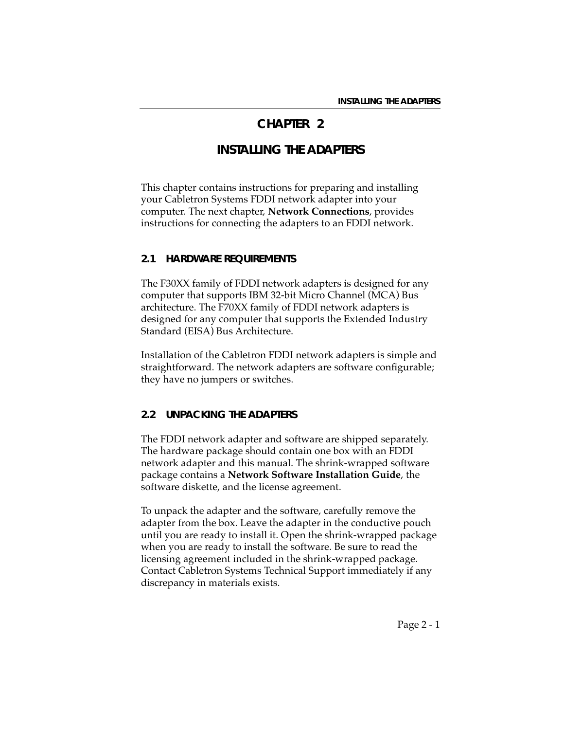# CHAPTER 2

# INSTALLING THE ADAPTERS

This chapter contains instructions for preparing and installing your Cabletron Systems FDDI network adapter into your computer. The next chapter, **Network Connections**, provides instructions for connecting the adapters to an FDDI network.

## 2.1 HARDWARE REQUIREMENTS

The F30XX family of FDDI network adapters is designed for any computer that supports IBM 32-bit Micro Channel (MCA) Bus architecture. The F70XX family of FDDI network adapters is designed for any computer that supports the Extended Industry Standard (EISA) Bus Architecture.

Installation of the Cabletron FDDI network adapters is simple and straightforward. The network adapters are software configurable; they have no jumpers or switches.

## 2.2 UNPACKING THE ADAPTERS

The FDDI network adapter and software are shipped separately. The hardware package should contain one box with an FDDI network adapter and this manual. The shrink-wrapped software package contains a **Network Software Installation Guide**, the software diskette, and the license agreement.

To unpack the adapter and the software, carefully remove the adapter from the box. Leave the adapter in the conductive pouch until you are ready to install it. Open the shrink-wrapped package when you are ready to install the software. Be sure to read the licensing agreement included in the shrink-wrapped package. Contact Cabletron Systems Technical Support immediately if any discrepancy in materials exists.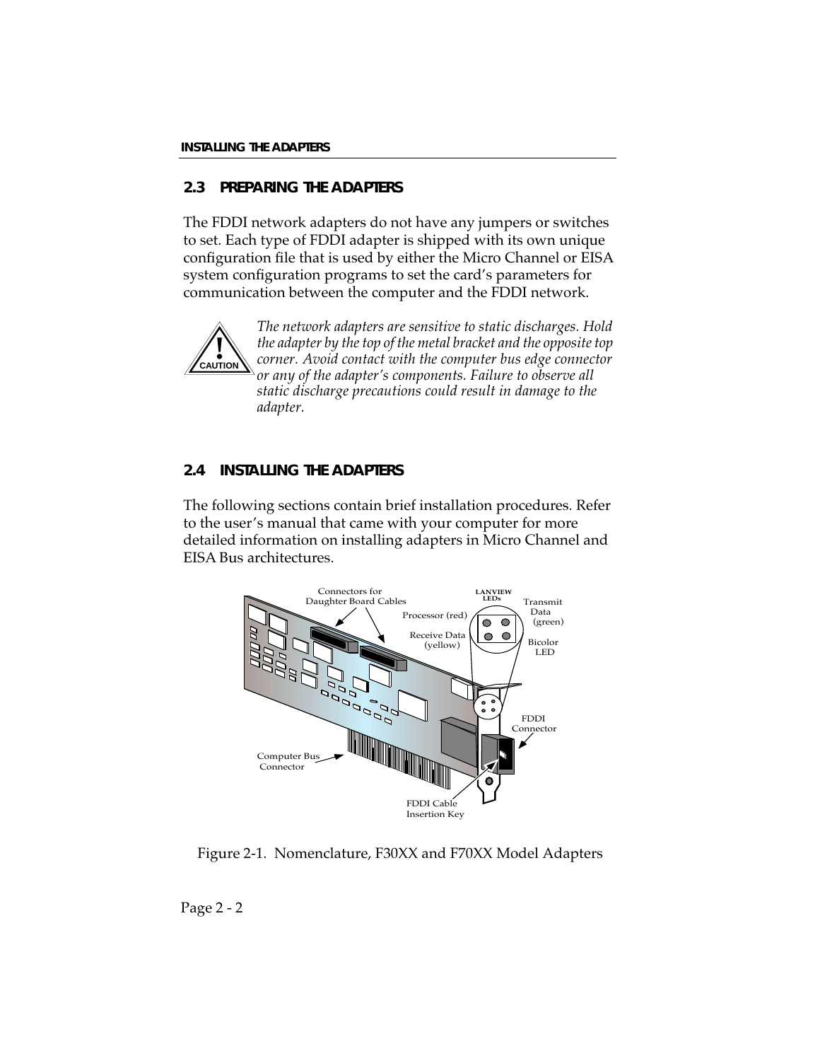## 2.3 PREPARING THE ADAPTERS

The FDDI network adapters do not have any jumpers or switches to set. Each type of FDDI adapter is shipped with its own unique configuration file that is used by either the Micro Channel or EISA system configuration programs to set the card's parameters for communication between the computer and the FDDI network.

**CAUTION**

*The network adapters are sensitive to static discharges. Hold the adapter by the top of the metal bracket and the opposite top corner. Avoid contact with the computer bus edge connector or any of the adapter's components. Failure to observe all static discharge precautions could result in damage to the adapter.*

## 2.4 INSTALLING THE ADAPTERS

The following sections contain brief installation procedures. Refer to the user's manual that came with your computer for more detailed information on installing adapters in Micro Channel and EISA Bus architectures.

Figure 2-1. Nomenclature, F30XX and F70XX Model Adapters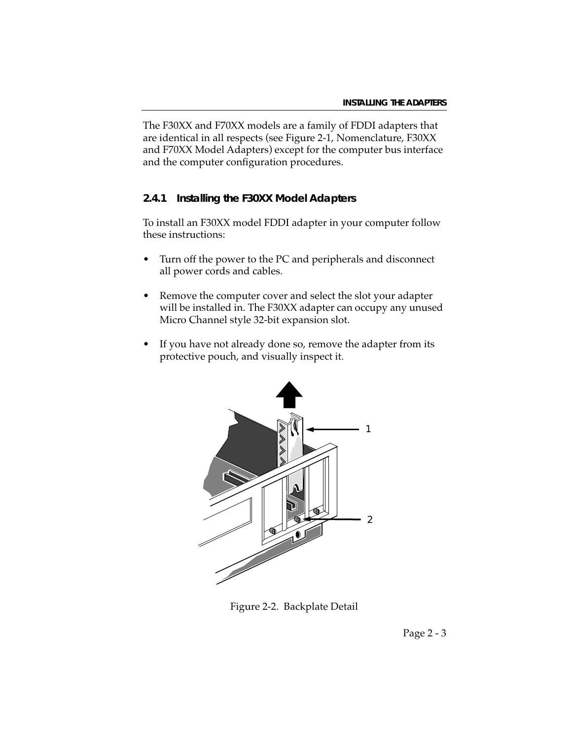The F30XX and F70XX models are a family of FDDI adapters that are identical in all respects (see Figure 2-1, Nomenclature, F30XX and F70XX Model Adapters) except for the computer bus interface and the computer configuration procedures.

### 2.4.1 Installing the F30XX Model Adapters

To install an F30XX model FDDI adapter in your computer follow these instructions:

- Turn off the power to the PC and peripherals and disconnect all power cords and cables.
- Remove the computer cover and select the slot your adapter will be installed in. The F30XX adapter can occupy any unused Micro Channel style 32-bit expansion slot.
- If you have not already done so, remove the adapter from its protective pouch, and visually inspect it.

Figure 2-2. Backplate Detail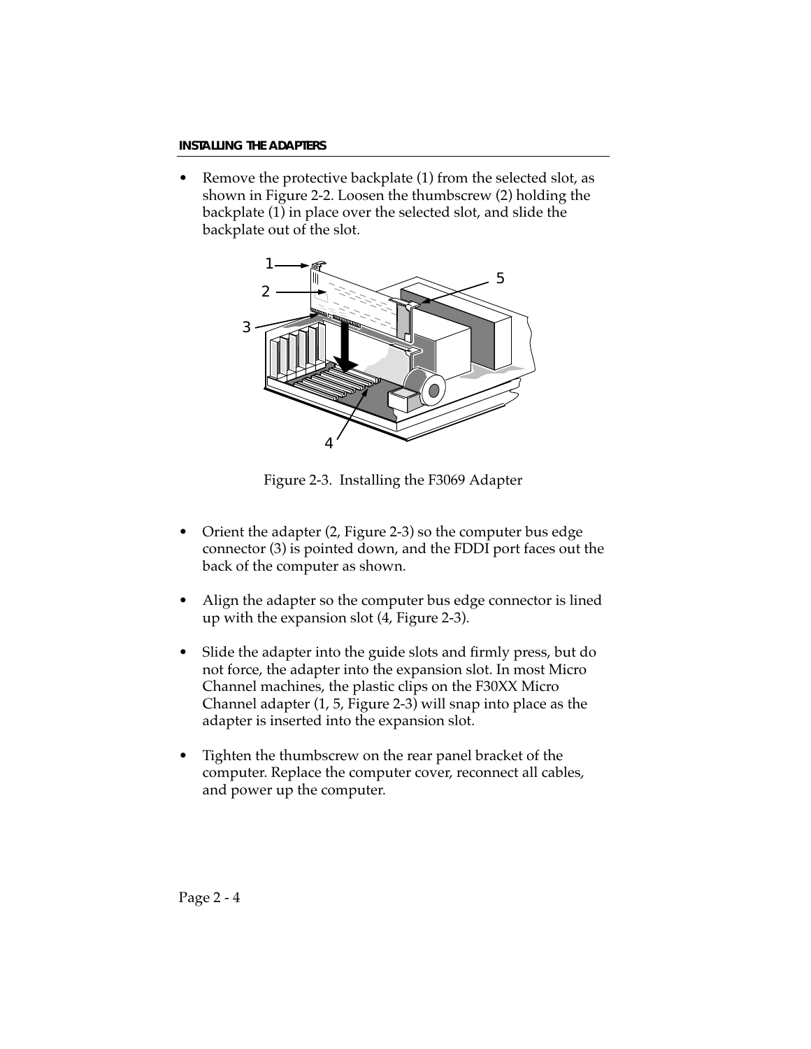- Remove the protective backplate (1) from the selected slot, as shown in Figure 2-2. Loosen the thumbscrew (2) holding the backplate (1) in place over the selected slot, and slide the backplate out of the slot.

Figure 2-3. Installing the F3069 Adapter

- Orient the adapter (2, Figure 2-3) so the computer bus edge connector (3) is pointed down, and the FDDI port faces out the back of the computer as shown.

- Align the adapter so the computer bus edge connector is lined up with the expansion slot (4, Figure 2-3).

- Slide the adapter into the guide slots and firmly press, but do not force, the adapter into the expansion slot. In most Micro Channel machines, the plastic clips on the F30XX Micro Channel adapter (1, 5, Figure 2-3) will snap into place as the adapter is inserted into the expansion slot.

- Tighten the thumbscrew on the rear panel bracket of the computer. Replace the computer cover, reconnect all cables, and power up the computer.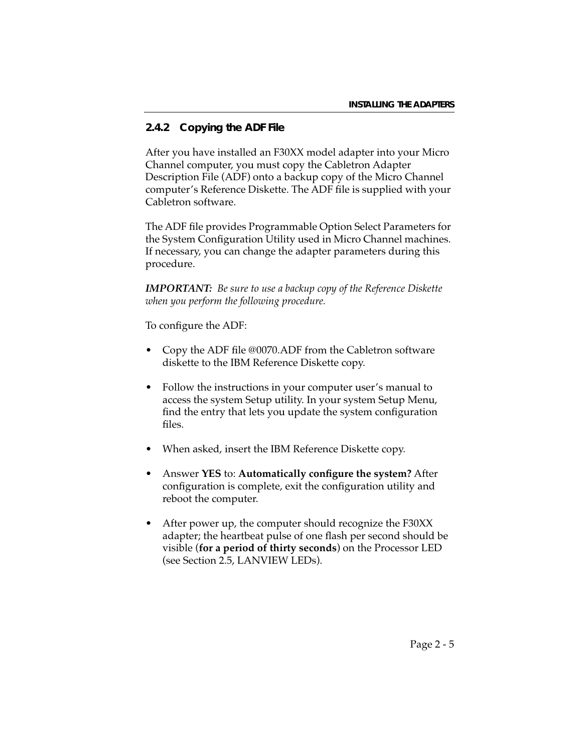### 2.4.2 Copying the ADF File

After you have installed an F30XX model adapter into your Micro Channel computer, you must copy the Cabletron Adapter Description File (ADF) onto a backup copy of the Micro Channel computer's Reference Diskette. The ADF file is supplied with your Cabletron software.

The ADF file provides Programmable Option Select Parameters for the System Configuration Utility used in Micro Channel machines. If necessary, you can change the adapter parameters during this procedure.

***IMPORTANT:*** *Be sure to use a backup copy of the Reference Diskette when you perform the following procedure.*

To configure the ADF:

- Copy the ADF file @0070.ADF from the Cabletron software diskette to the IBM Reference Diskette copy.
- Follow the instructions in your computer user's manual to access the system Setup utility. In your system Setup Menu, find the entry that lets you update the system configuration files.
- When asked, insert the IBM Reference Diskette copy.
- Answer **YES** to: **Automatically configure the system?** After configuration is complete, exit the configuration utility and reboot the computer.
- After power up, the computer should recognize the F30XX adapter; the heartbeat pulse of one flash per second should be visible (**for a period of thirty seconds**) on the Processor LED (see Section 2.5, LANVIEW LEDs).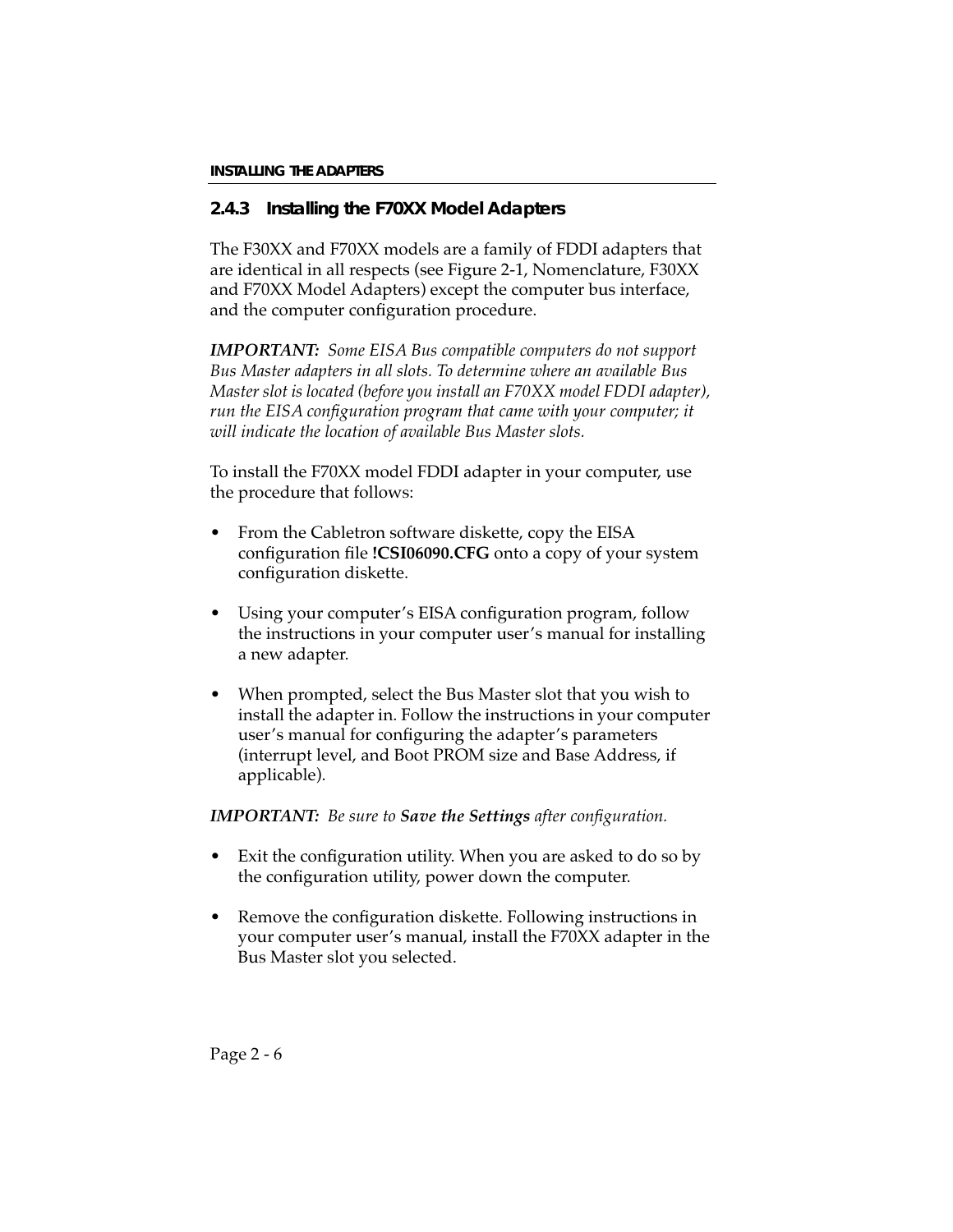### 2.4.3 Installing the F70XX Model Adapters

The F30XX and F70XX models are a family of FDDI adapters that are identical in all respects (see Figure 2-1, Nomenclature, F30XX and F70XX Model Adapters) except the computer bus interface, and the computer configuration procedure.

***IMPORTANT:*** *Some EISA Bus compatible computers do not support Bus Master adapters in all slots. To determine where an available Bus Master slot is located (before you install an F70XX model FDDI adapter), run the EISA configuration program that came with your computer; it will indicate the location of available Bus Master slots.*

To install the F70XX model FDDI adapter in your computer, use the procedure that follows:

- From the Cabletron software diskette, copy the EISA configuration file **!CSI06090.CFG** onto a copy of your system configuration diskette.
- Using your computer's EISA configuration program, follow the instructions in your computer user's manual for installing a new adapter.
- When prompted, select the Bus Master slot that you wish to install the adapter in. Follow the instructions in your computer user's manual for configuring the adapter's parameters (interrupt level, and Boot PROM size and Base Address, if applicable).

***IMPORTANT:*** *Be sure to* ***Save the Settings*** *after configuration.*

- Exit the configuration utility. When you are asked to do so by the configuration utility, power down the computer.
- Remove the configuration diskette. Following instructions in your computer user's manual, install the F70XX adapter in the Bus Master slot you selected.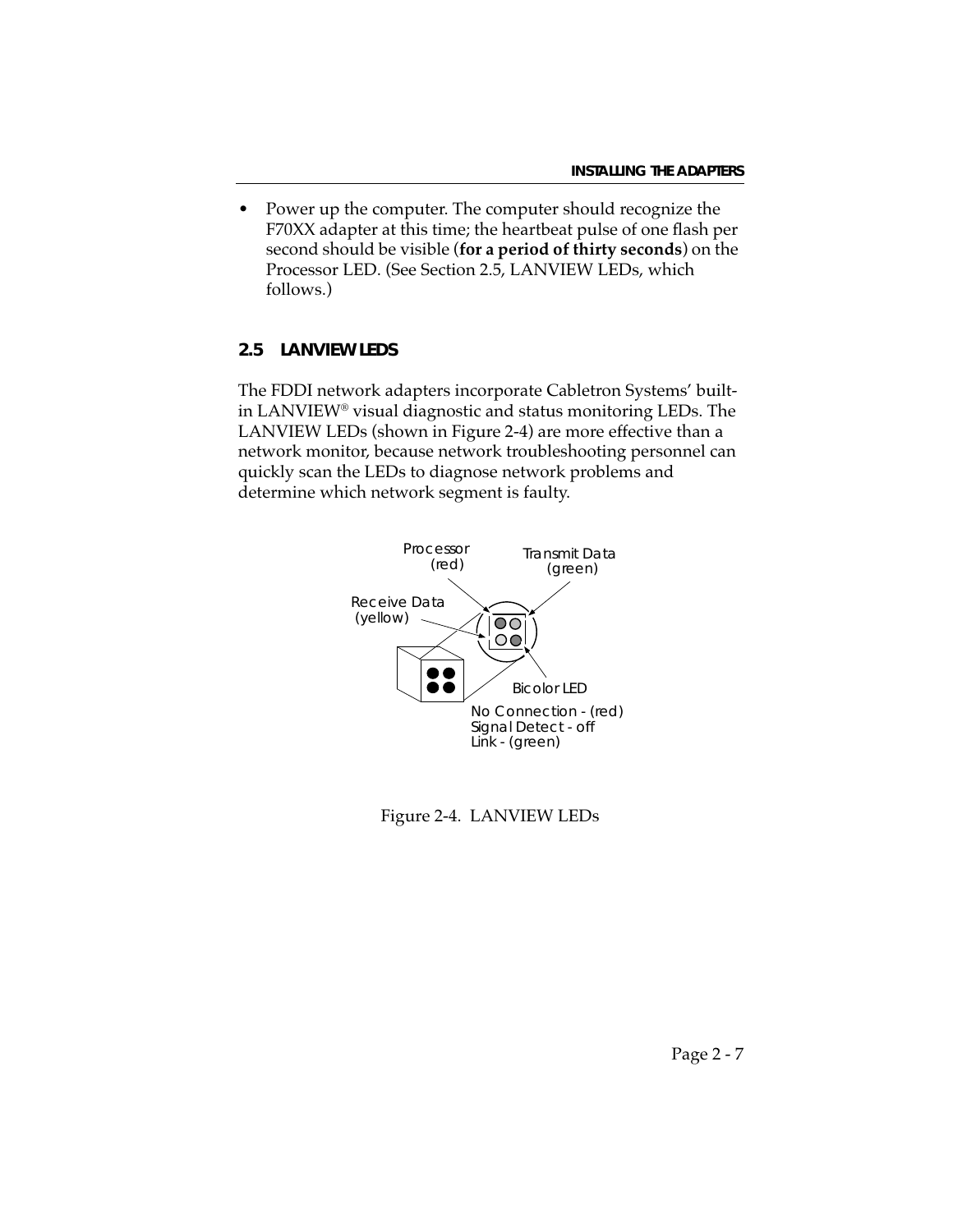- Power up the computer. The computer should recognize the F70XX adapter at this time; the heartbeat pulse of one flash per second should be visible (**for a period of thirty seconds**) on the Processor LED. (See Section 2.5, LANVIEW LEDs, which follows.)

## 2.5 LANVIEW LEDS

The FDDI network adapters incorporate Cabletron Systems' built-in LANVIEW® visual diagnostic and status monitoring LEDs. The LANVIEW LEDs (shown in Figure 2-4) are more effective than a network monitor, because network troubleshooting personnel can quickly scan the LEDs to diagnose network problems and determine which network segment is faulty.

Processor (red)
Transmit Data (green)
Receive Data (yellow)
Bicolor LED
No Connection - (red)
Signal Detect - off
Link - (green)

Figure 2-4. LANVIEW LEDs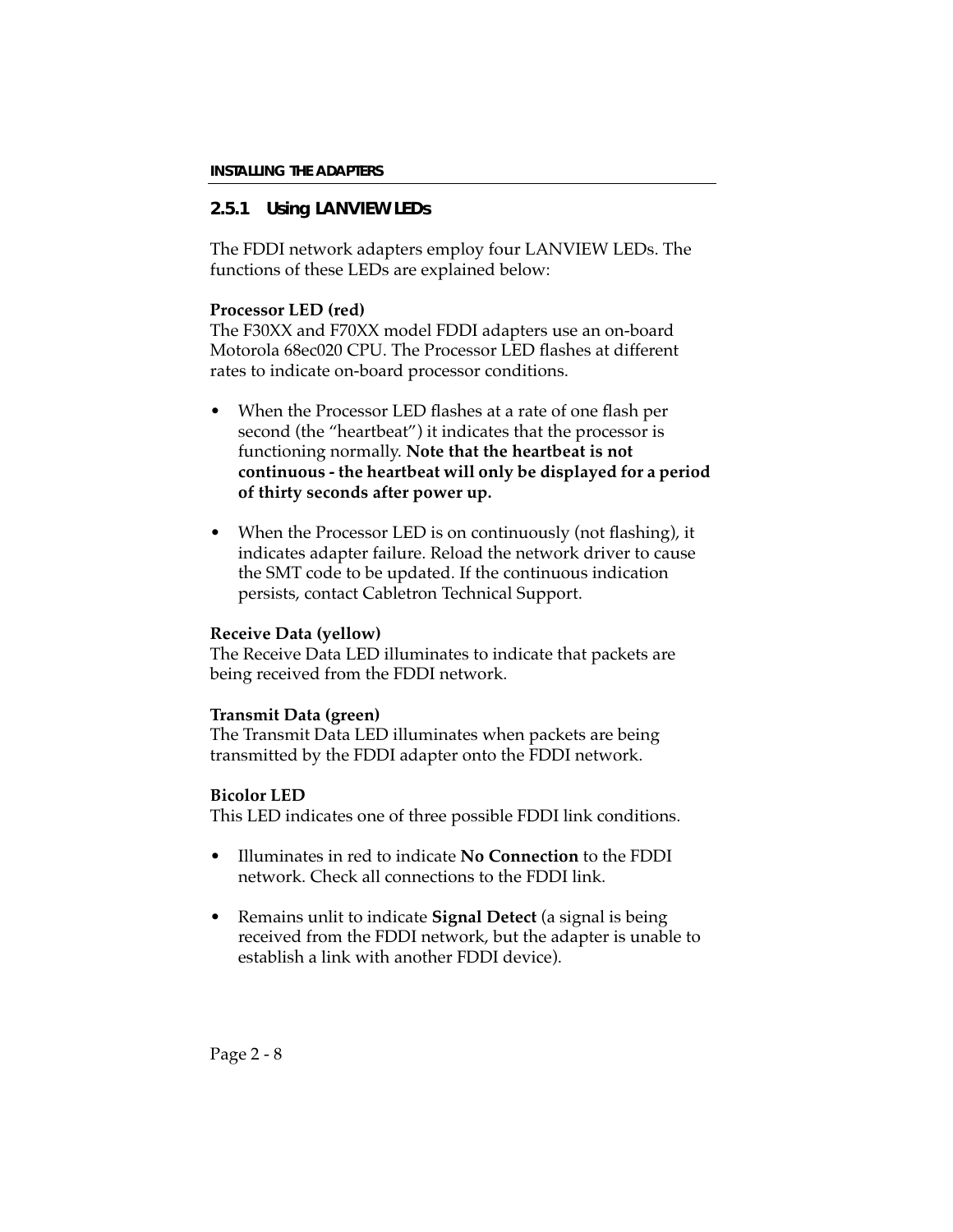### 2.5.1 Using LANVIEW LEDs

The FDDI network adapters employ four LANVIEW LEDs. The functions of these LEDs are explained below:

**Processor LED (red)**
The F30XX and F70XX model FDDI adapters use an on-board Motorola 68ec020 CPU. The Processor LED flashes at different rates to indicate on-board processor conditions.

- When the Processor LED flashes at a rate of one flash per second (the “heartbeat”) it indicates that the processor is functioning normally. **Note that the heartbeat is not continuous - the heartbeat will only be displayed for a period of thirty seconds after power up.**
- When the Processor LED is on continuously (not flashing), it indicates adapter failure. Reload the network driver to cause the SMT code to be updated. If the continuous indication persists, contact Cabletron Technical Support.

**Receive Data (yellow)**
The Receive Data LED illuminates to indicate that packets are being received from the FDDI network.

**Transmit Data (green)**
The Transmit Data LED illuminates when packets are being transmitted by the FDDI adapter onto the FDDI network.

**Bicolor LED**
This LED indicates one of three possible FDDI link conditions.

- Illuminates in red to indicate **No Connection** to the FDDI network. Check all connections to the FDDI link.
- Remains unlit to indicate **Signal Detect** (a signal is being received from the FDDI network, but the adapter is unable to establish a link with another FDDI device).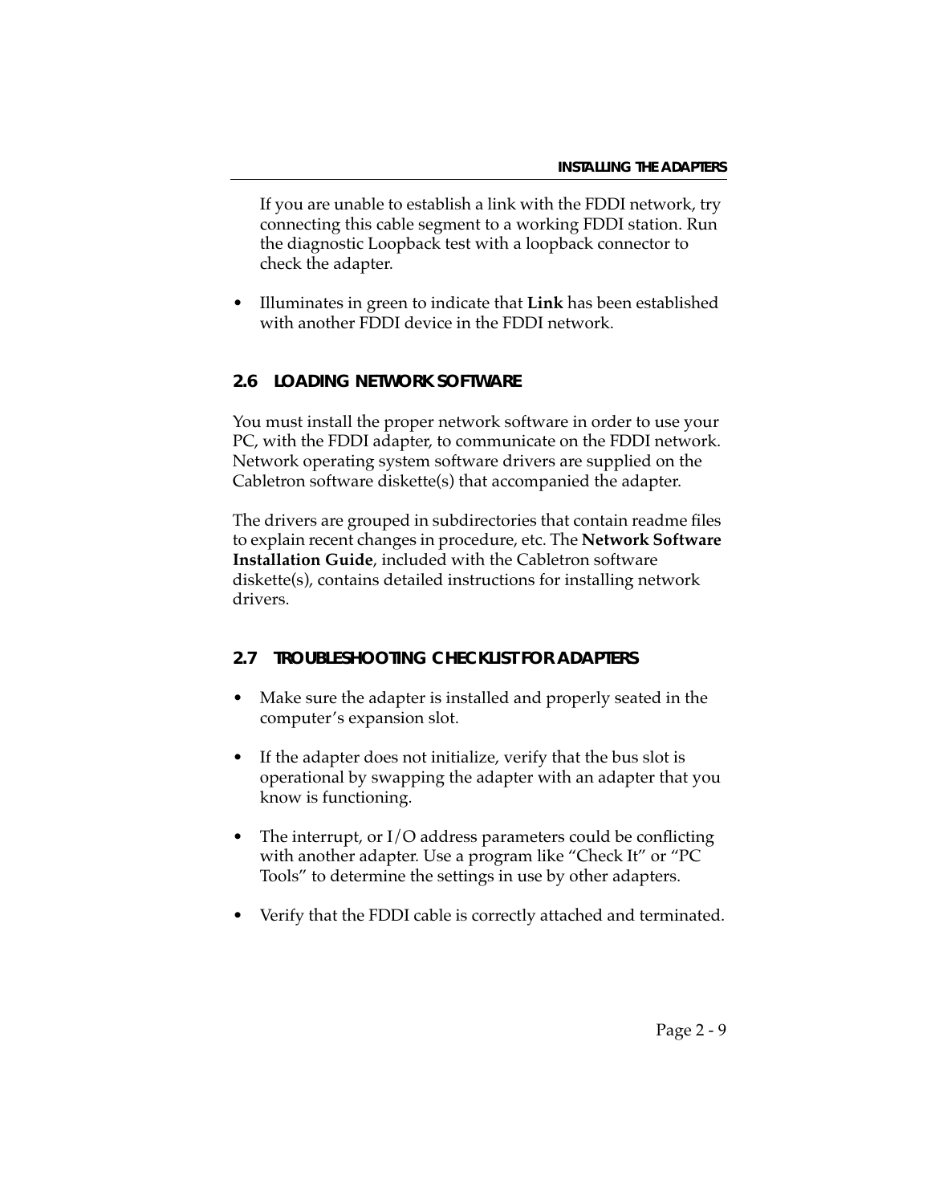If you are unable to establish a link with the FDDI network, try connecting this cable segment to a working FDDI station. Run the diagnostic Loopback test with a loopback connector to check the adapter.

- Illuminates in green to indicate that **Link** has been established with another FDDI device in the FDDI network.

## 2.6 LOADING NETWORK SOFTWARE

You must install the proper network software in order to use your PC, with the FDDI adapter, to communicate on the FDDI network. Network operating system software drivers are supplied on the Cabletron software diskette(s) that accompanied the adapter.

The drivers are grouped in subdirectories that contain readme files to explain recent changes in procedure, etc. The **Network Software Installation Guide**, included with the Cabletron software diskette(s), contains detailed instructions for installing network drivers.

## 2.7 TROUBLESHOOTING CHECKLIST FOR ADAPTERS

- Make sure the adapter is installed and properly seated in the computer's expansion slot.
- If the adapter does not initialize, verify that the bus slot is operational by swapping the adapter with an adapter that you know is functioning.
- The interrupt, or I/O address parameters could be conflicting with another adapter. Use a program like "Check It" or "PC Tools" to determine the settings in use by other adapters.
- Verify that the FDDI cable is correctly attached and terminated.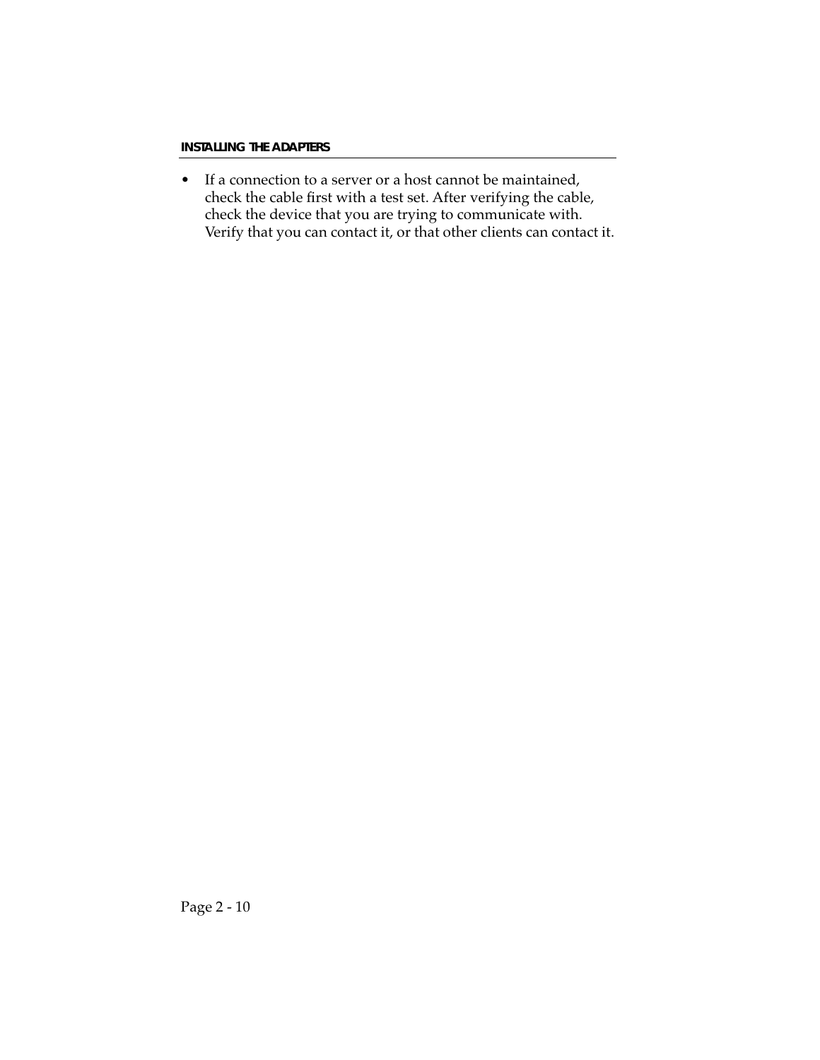- If a connection to a server or a host cannot be maintained, check the cable first with a test set. After verifying the cable, check the device that you are trying to communicate with. Verify that you can contact it, or that other clients can contact it.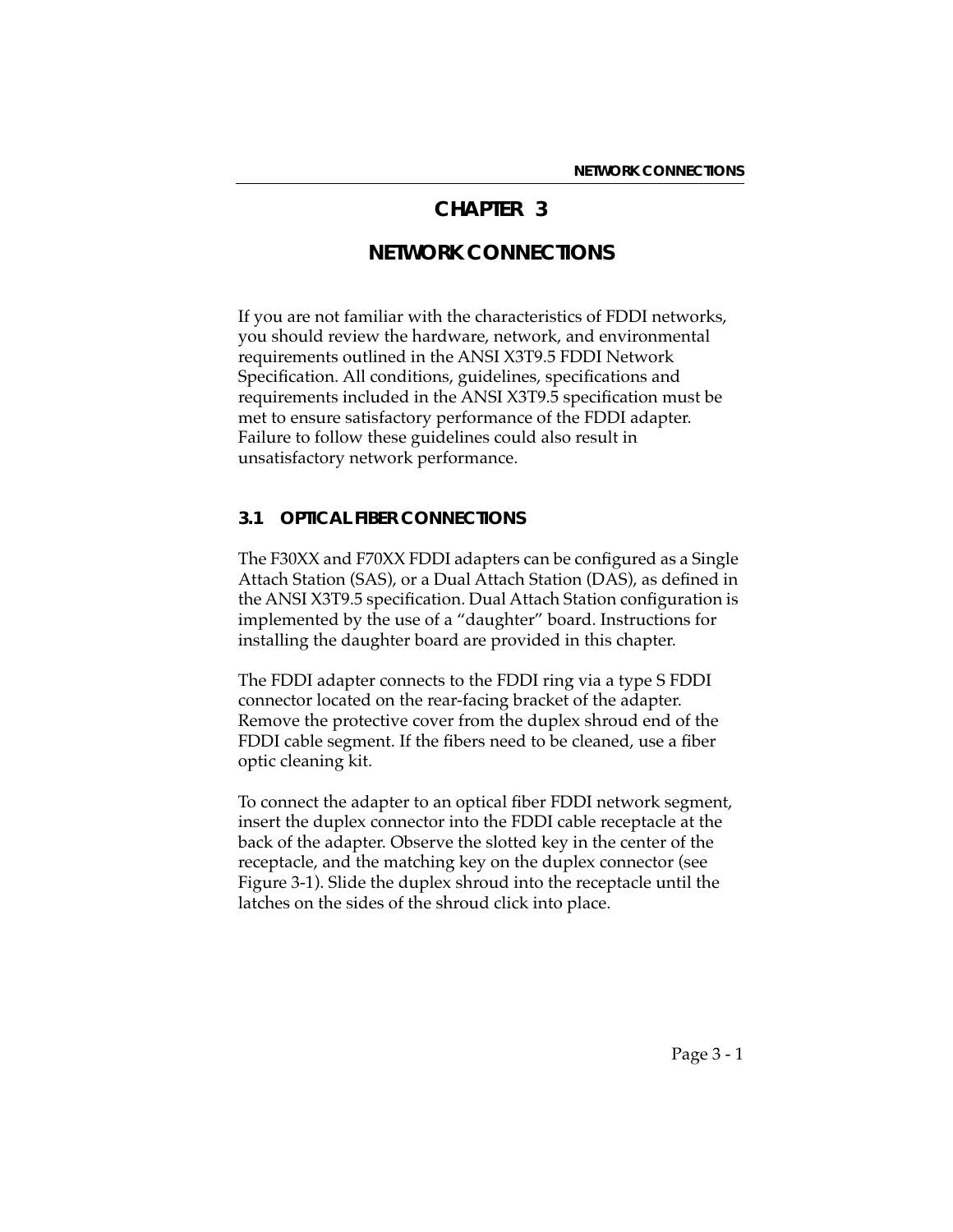# CHAPTER 3

# NETWORK CONNECTIONS

If you are not familiar with the characteristics of FDDI networks, you should review the hardware, network, and environmental requirements outlined in the ANSI X3T9.5 FDDI Network Specification. All conditions, guidelines, specifications and requirements included in the ANSI X3T9.5 specification must be met to ensure satisfactory performance of the FDDI adapter. Failure to follow these guidelines could also result in unsatisfactory network performance.

## 3.1 OPTICAL FIBER CONNECTIONS

The F30XX and F70XX FDDI adapters can be configured as a Single Attach Station (SAS), or a Dual Attach Station (DAS), as defined in the ANSI X3T9.5 specification. Dual Attach Station configuration is implemented by the use of a “daughter” board. Instructions for installing the daughter board are provided in this chapter.

The FDDI adapter connects to the FDDI ring via a type S FDDI connector located on the rear-facing bracket of the adapter. Remove the protective cover from the duplex shroud end of the FDDI cable segment. If the fibers need to be cleaned, use a fiber optic cleaning kit.

To connect the adapter to an optical fiber FDDI network segment, insert the duplex connector into the FDDI cable receptacle at the back of the adapter. Observe the slotted key in the center of the receptacle, and the matching key on the duplex connector (see Figure 3-1). Slide the duplex shroud into the receptacle until the latches on the sides of the shroud click into place.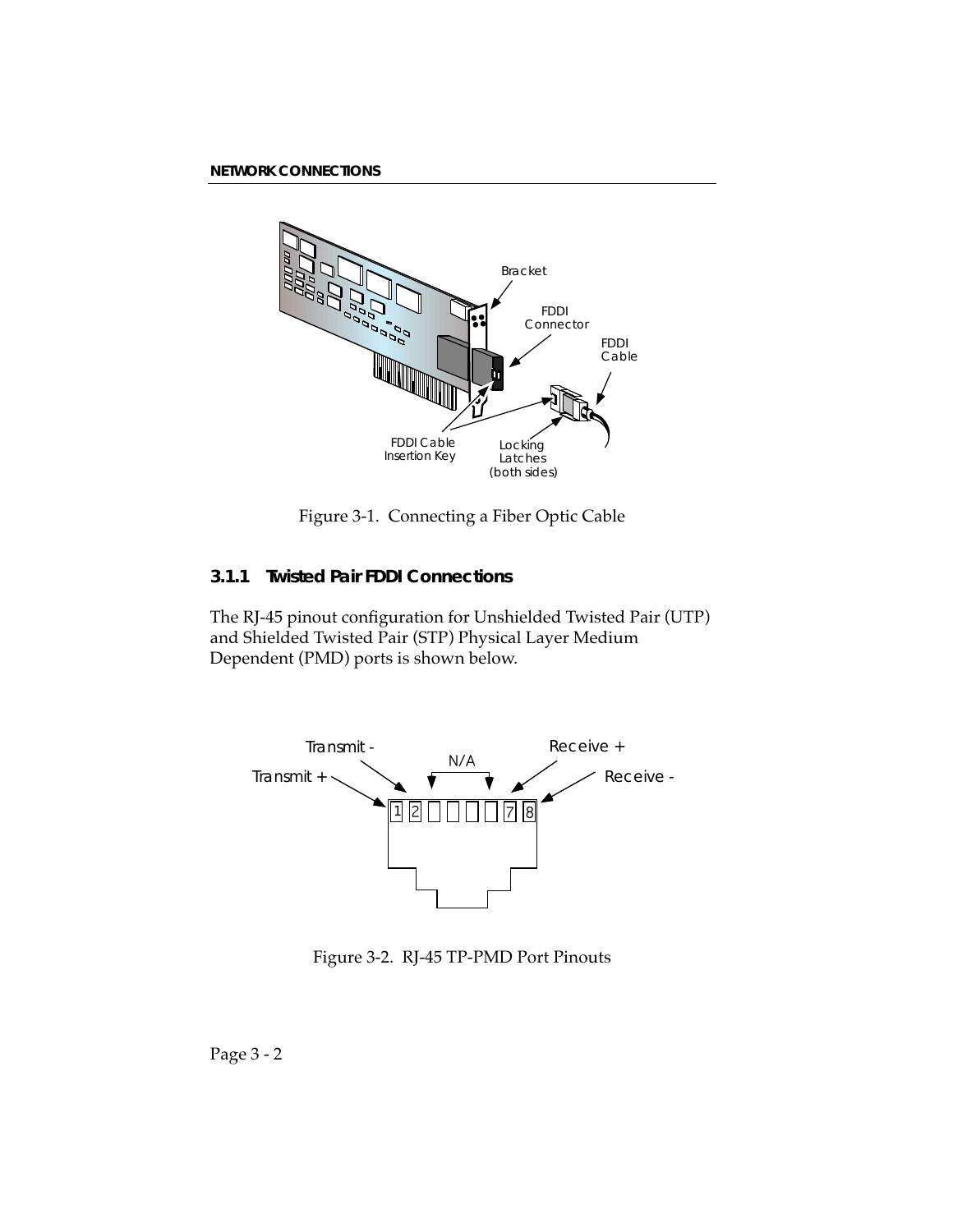Figure 3-1. Connecting a Fiber Optic Cable

### 3.1.1 Twisted Pair FDDI Connections

The RJ-45 pinout configuration for Unshielded Twisted Pair (UTP) and Shielded Twisted Pair (STP) Physical Layer Medium Dependent (PMD) ports is shown below.

Figure 3-2. RJ-45 TP-PMD Port Pinouts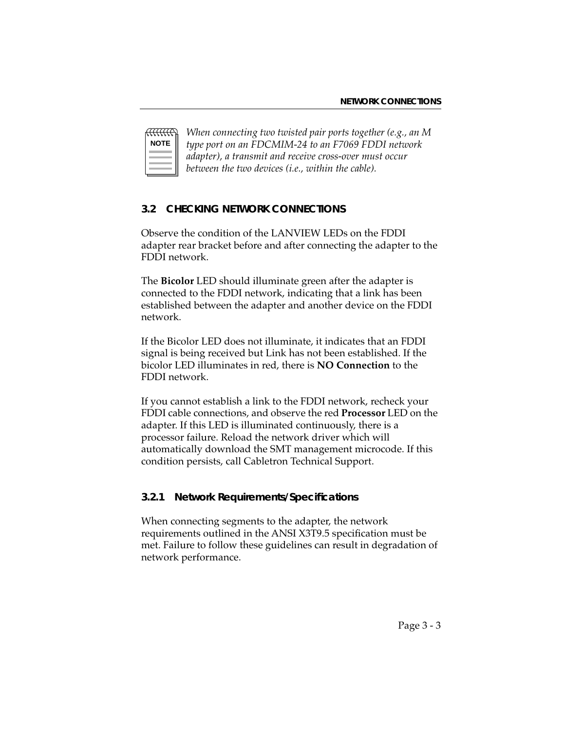**NOTE**

*When connecting two twisted pair ports together (e.g., an M type port on an FDCMIM-24 to an F7069 FDDI network adapter), a transmit and receive cross-over must occur between the two devices (i.e., within the cable).*

## 3.2 CHECKING NETWORK CONNECTIONS

Observe the condition of the LANVIEW LEDs on the FDDI adapter rear bracket before and after connecting the adapter to the FDDI network.

The **Bicolor** LED should illuminate green after the adapter is connected to the FDDI network, indicating that a link has been established between the adapter and another device on the FDDI network.

If the Bicolor LED does not illuminate, it indicates that an FDDI signal is being received but Link has not been established. If the bicolor LED illuminates in red, there is **NO Connection** to the FDDI network.

If you cannot establish a link to the FDDI network, recheck your FDDI cable connections, and observe the red **Processor** LED on the adapter. If this LED is illuminated continuously, there is a processor failure. Reload the network driver which will automatically download the SMT management microcode. If this condition persists, call Cabletron Technical Support.

### 3.2.1 Network Requirements/Specifications

When connecting segments to the adapter, the network requirements outlined in the ANSI X3T9.5 specification must be met. Failure to follow these guidelines can result in degradation of network performance.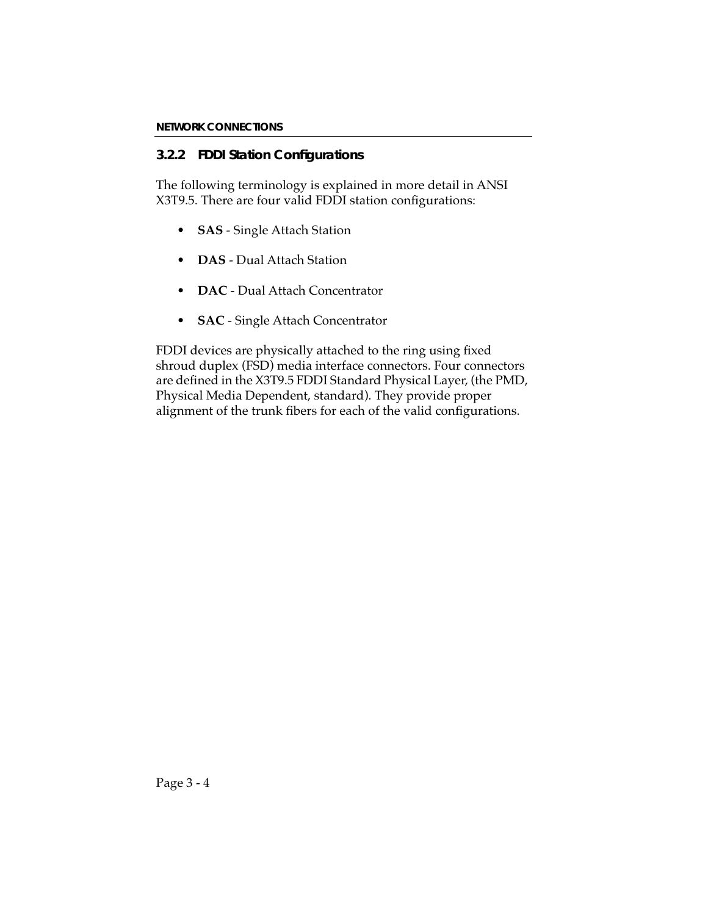### 3.2.2 FDDI Station Configurations

The following terminology is explained in more detail in ANSI X3T9.5. There are four valid FDDI station configurations:

- **SAS** - Single Attach Station
- **DAS** - Dual Attach Station
- **DAC** - Dual Attach Concentrator
- **SAC** - Single Attach Concentrator

FDDI devices are physically attached to the ring using fixed shroud duplex (FSD) media interface connectors. Four connectors are defined in the X3T9.5 FDDI Standard Physical Layer, (the PMD, Physical Media Dependent, standard). They provide proper alignment of the trunk fibers for each of the valid configurations.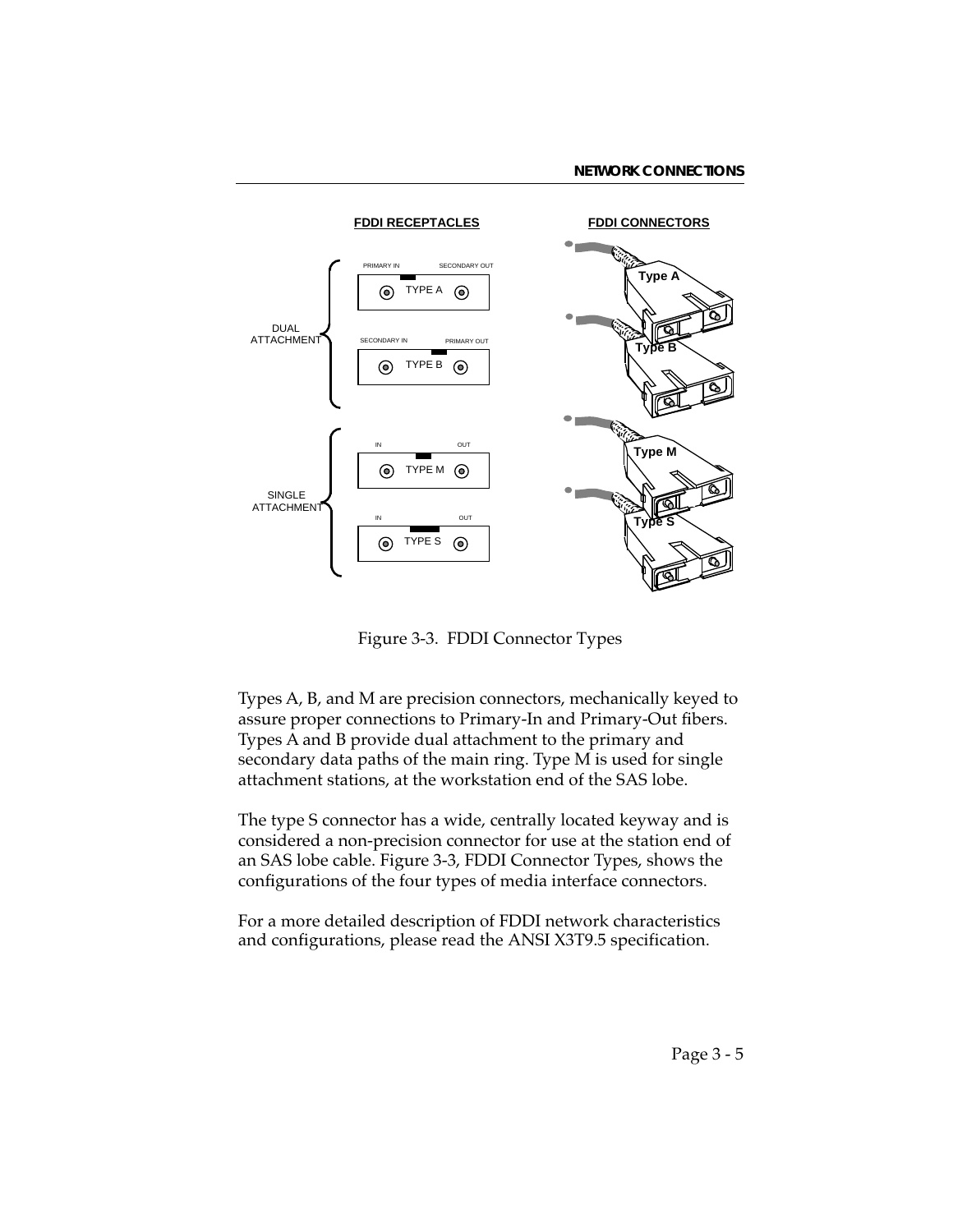Figure 3-3. FDDI Connector Types

Types A, B, and M are precision connectors, mechanically keyed to assure proper connections to Primary-In and Primary-Out fibers. Types A and B provide dual attachment to the primary and secondary data paths of the main ring. Type M is used for single attachment stations, at the workstation end of the SAS lobe.

The type S connector has a wide, centrally located keyway and is considered a non-precision connector for use at the station end of an SAS lobe cable. Figure 3-3, FDDI Connector Types, shows the configurations of the four types of media interface connectors.

For a more detailed description of FDDI network characteristics and configurations, please read the ANSI X3T9.5 specification.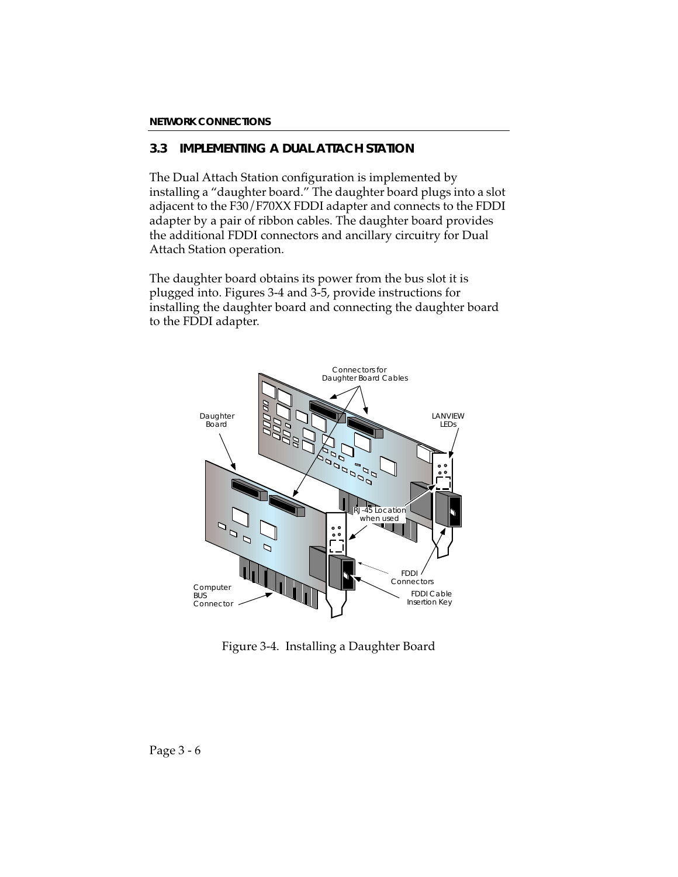## 3.3 IMPLEMENTING A DUAL ATTACH STATION

The Dual Attach Station configuration is implemented by installing a "daughter board." The daughter board plugs into a slot adjacent to the F30/F70XX FDDI adapter and connects to the FDDI adapter by a pair of ribbon cables. The daughter board provides the additional FDDI connectors and ancillary circuitry for Dual Attach Station operation.

The daughter board obtains its power from the bus slot it is plugged into. Figures 3-4 and 3-5, provide instructions for installing the daughter board and connecting the daughter board to the FDDI adapter.

Figure 3-4. Installing a Daughter Board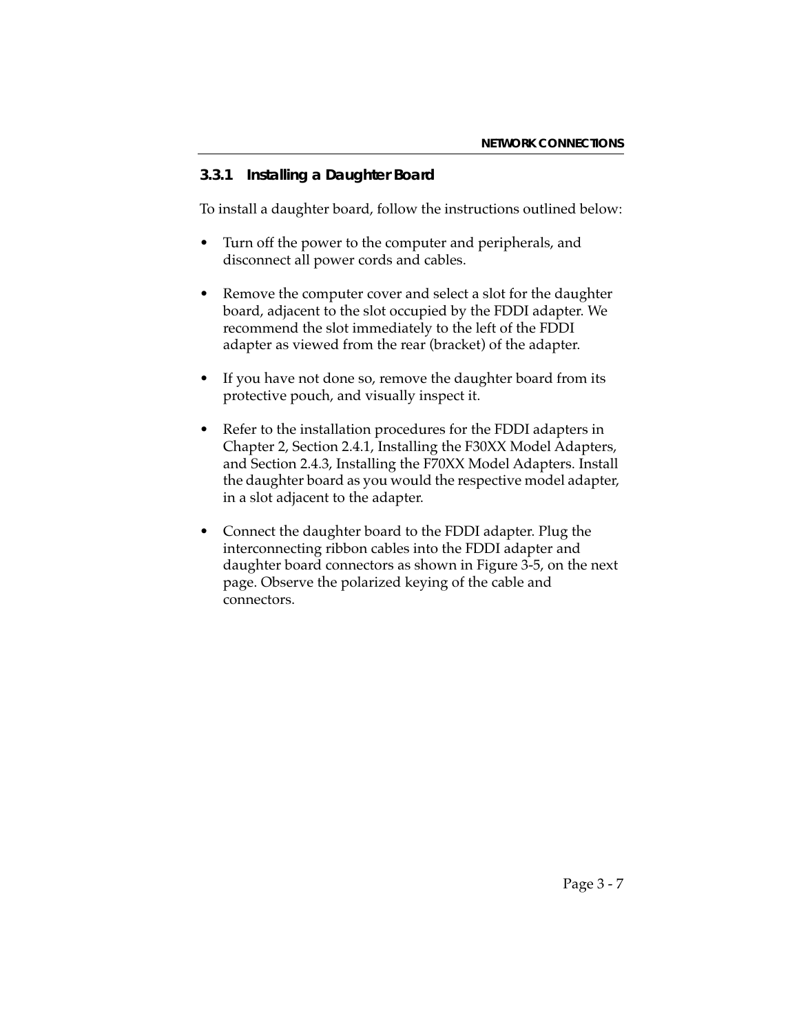### 3.3.1 Installing a Daughter Board

To install a daughter board, follow the instructions outlined below:

- Turn off the power to the computer and peripherals, and disconnect all power cords and cables.
- Remove the computer cover and select a slot for the daughter board, adjacent to the slot occupied by the FDDI adapter. We recommend the slot immediately to the left of the FDDI adapter as viewed from the rear (bracket) of the adapter.
- If you have not done so, remove the daughter board from its protective pouch, and visually inspect it.
- Refer to the installation procedures for the FDDI adapters in Chapter 2, Section 2.4.1, Installing the F30XX Model Adapters, and Section 2.4.3, Installing the F70XX Model Adapters. Install the daughter board as you would the respective model adapter, in a slot adjacent to the adapter.
- Connect the daughter board to the FDDI adapter. Plug the interconnecting ribbon cables into the FDDI adapter and daughter board connectors as shown in Figure 3-5, on the next page. Observe the polarized keying of the cable and connectors.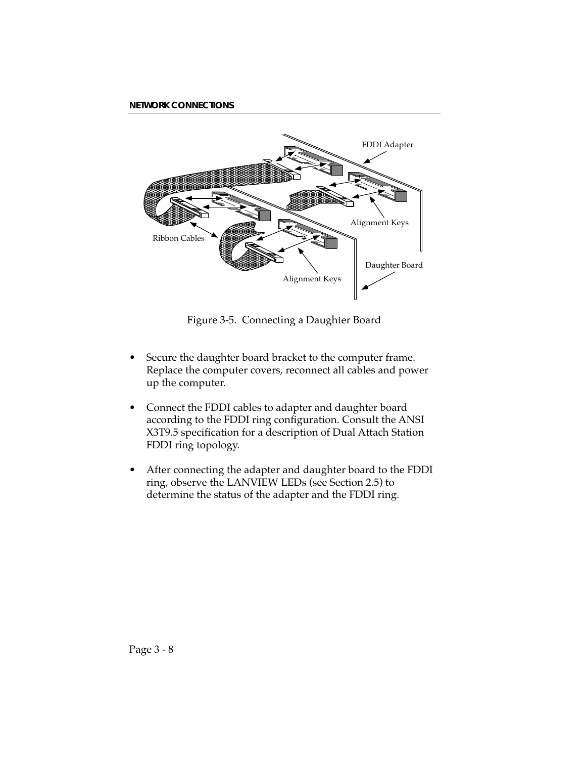Figure 3-5. Connecting a Daughter Board

- Secure the daughter board bracket to the computer frame. Replace the computer covers, reconnect all cables and power up the computer.
- Connect the FDDI cables to adapter and daughter board according to the FDDI ring configuration. Consult the ANSI X3T9.5 specification for a description of Dual Attach Station FDDI ring topology.
- After connecting the adapter and daughter board to the FDDI ring, observe the LANVIEW LEDs (see Section 2.5) to determine the status of the adapter and the FDDI ring.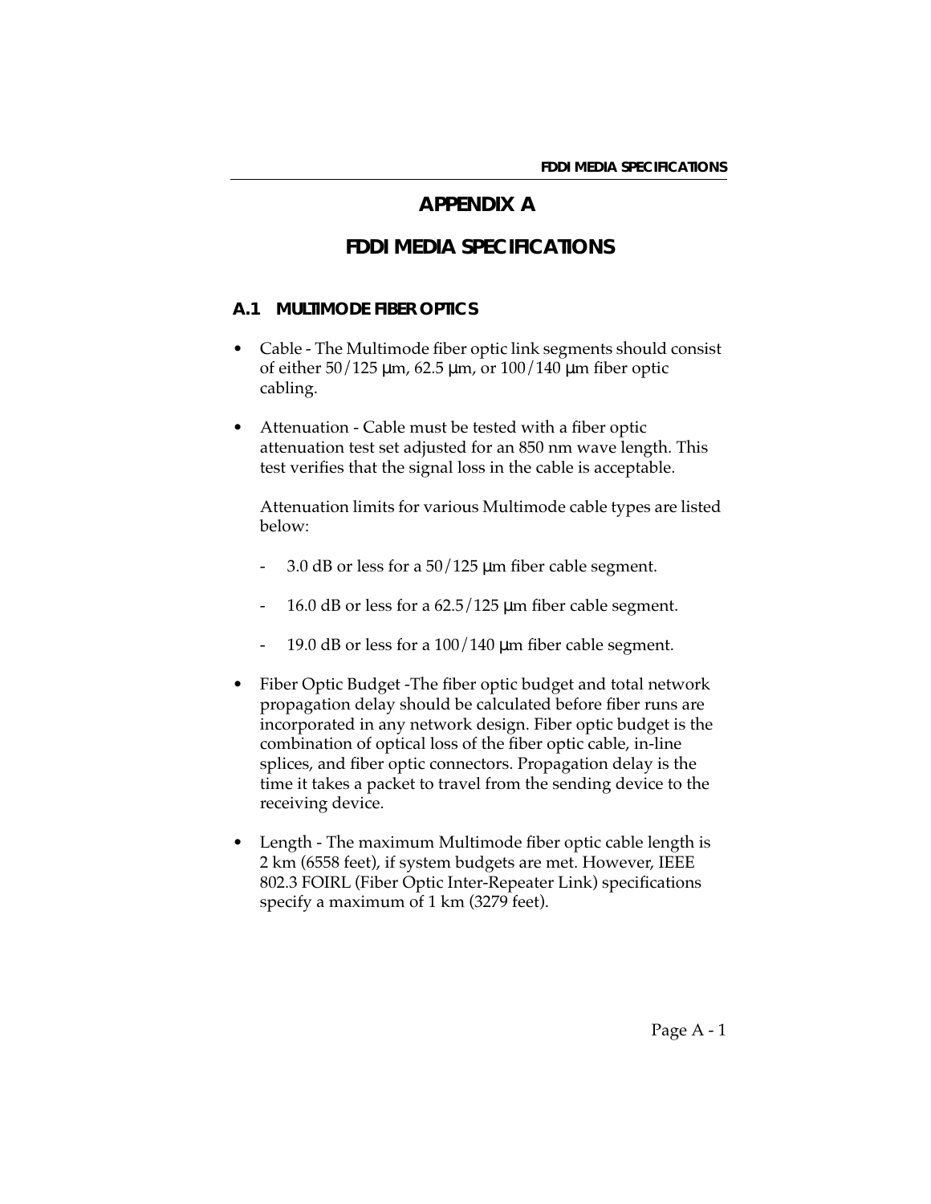# APPENDIX A

# FDDI MEDIA SPECIFICATIONS

## A.1 MULTIMODE FIBER OPTICS

- Cable - The Multimode fiber optic link segments should consist of either 50/125 µm, 62.5 µm, or 100/140 µm fiber optic cabling.

- Attenuation - Cable must be tested with a fiber optic attenuation test set adjusted for an 850 nm wave length. This test verifies that the signal loss in the cable is acceptable.

  Attenuation limits for various Multimode cable types are listed below:

  - 3.0 dB or less for a 50/125 µm fiber cable segment.
  - 16.0 dB or less for a 62.5/125 µm fiber cable segment.
  - 19.0 dB or less for a 100/140 µm fiber cable segment.

- Fiber Optic Budget -The fiber optic budget and total network propagation delay should be calculated before fiber runs are incorporated in any network design. Fiber optic budget is the combination of optical loss of the fiber optic cable, in-line splices, and fiber optic connectors. Propagation delay is the time it takes a packet to travel from the sending device to the receiving device.

- Length - The maximum Multimode fiber optic cable length is 2 km (6558 feet), if system budgets are met. However, IEEE 802.3 FOIRL (Fiber Optic Inter-Repeater Link) specifications specify a maximum of 1 km (3279 feet).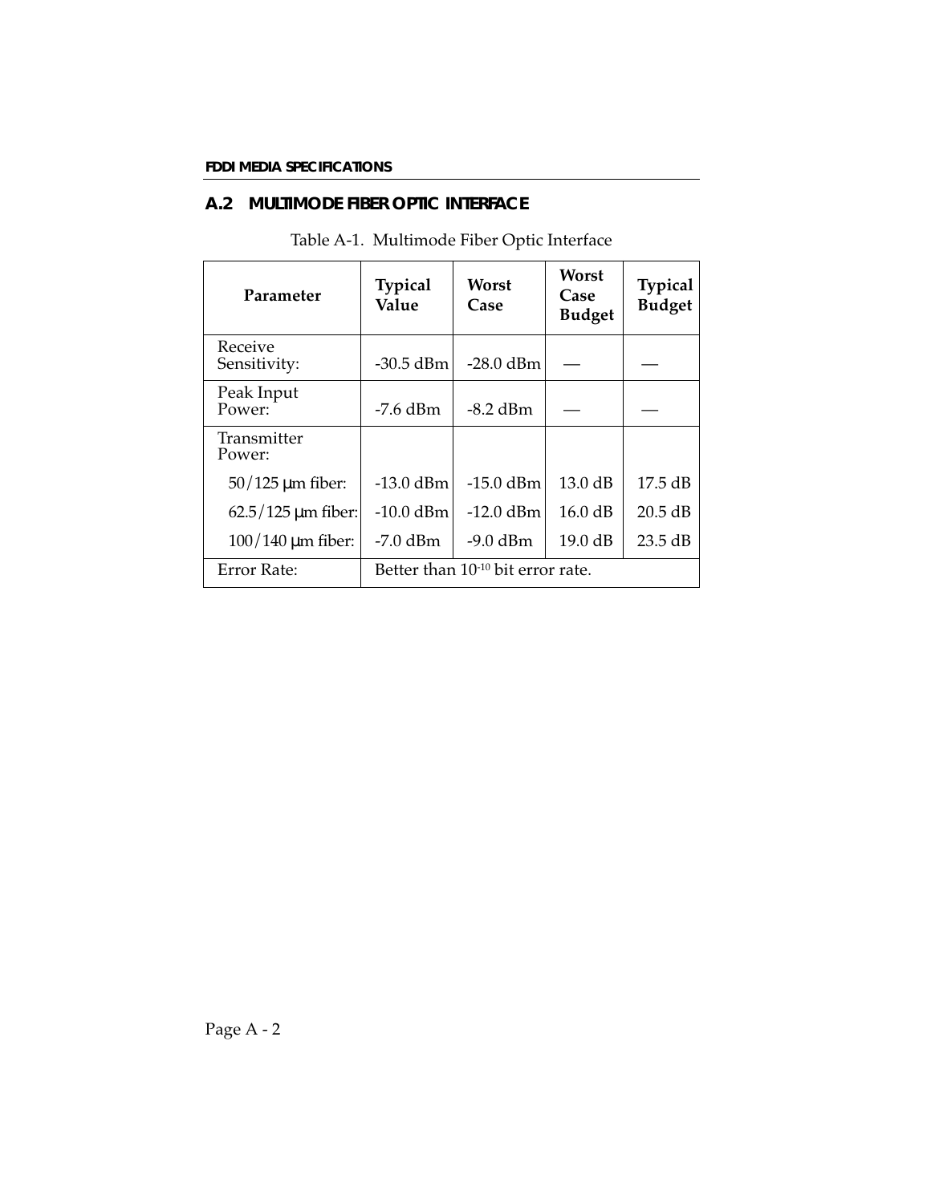## A.2 MULTIMODE FIBER OPTIC INTERFACE

Table A-1. Multimode Fiber Optic Interface

| Parameter | Typical Value | Worst Case | Worst Case Budget | Typical Budget |
|---|---|---|---|---|
| Receive Sensitivity: | -30.5 dBm | -28.0 dBm | — | — |
| Peak Input Power: | -7.6 dBm | -8.2 dBm | — | — |
| Transmitter Power: | | | | |
| 50/125 μm fiber: | -13.0 dBm | -15.0 dBm | 13.0 dB | 17.5 dB |
| 62.5/125 μm fiber: | -10.0 dBm | -12.0 dBm | 16.0 dB | 20.5 dB |
| 100/140 μm fiber: | -7.0 dBm | -9.0 dBm | 19.0 dB | 23.5 dB |
| Error Rate: | Better than $10^{-10}$ bit error rate. | | | |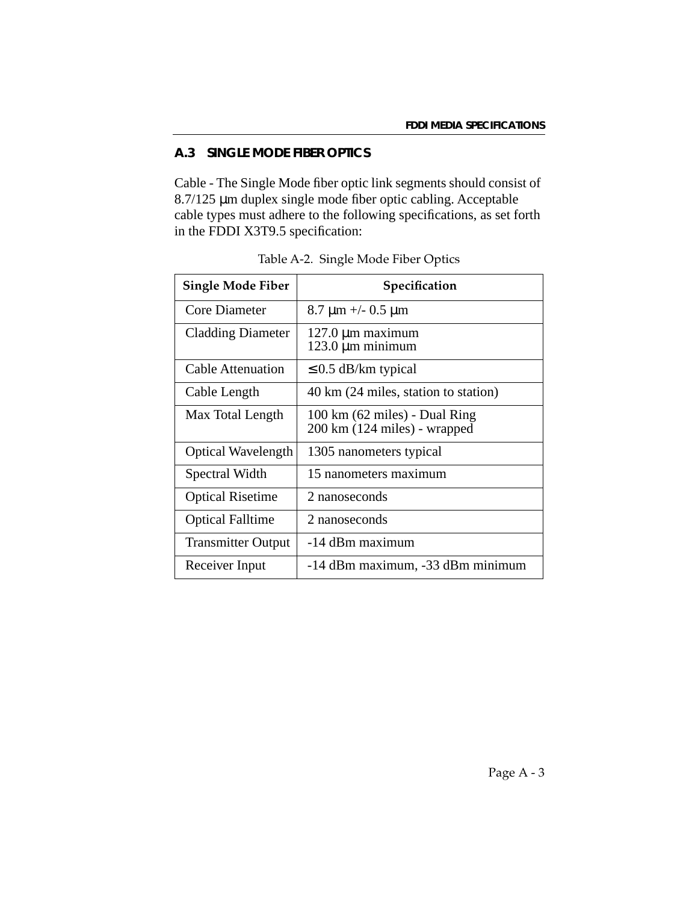## A.3 SINGLE MODE FIBER OPTICS

Cable - The Single Mode fiber optic link segments should consist of 8.7/125 µm duplex single mode fiber optic cabling. Acceptable cable types must adhere to the following specifications, as set forth in the FDDI X3T9.5 specification:

Table A-2. Single Mode Fiber Optics

| Single Mode Fiber | Specification |
|---|---|
| Core Diameter | 8.7 µm +/- 0.5 µm |
| Cladding Diameter | 127.0 µm maximum<br>123.0 µm minimum |
| Cable Attenuation | ≤ 0.5 dB/km typical |
| Cable Length | 40 km (24 miles, station to station) |
| Max Total Length | 100 km (62 miles) - Dual Ring<br>200 km (124 miles) - wrapped |
| Optical Wavelength | 1305 nanometers typical |
| Spectral Width | 15 nanometers maximum |
| Optical Risetime | 2 nanoseconds |
| Optical Falltime | 2 nanoseconds |
| Transmitter Output | -14 dBm maximum |
| Receiver Input | -14 dBm maximum, -33 dBm minimum |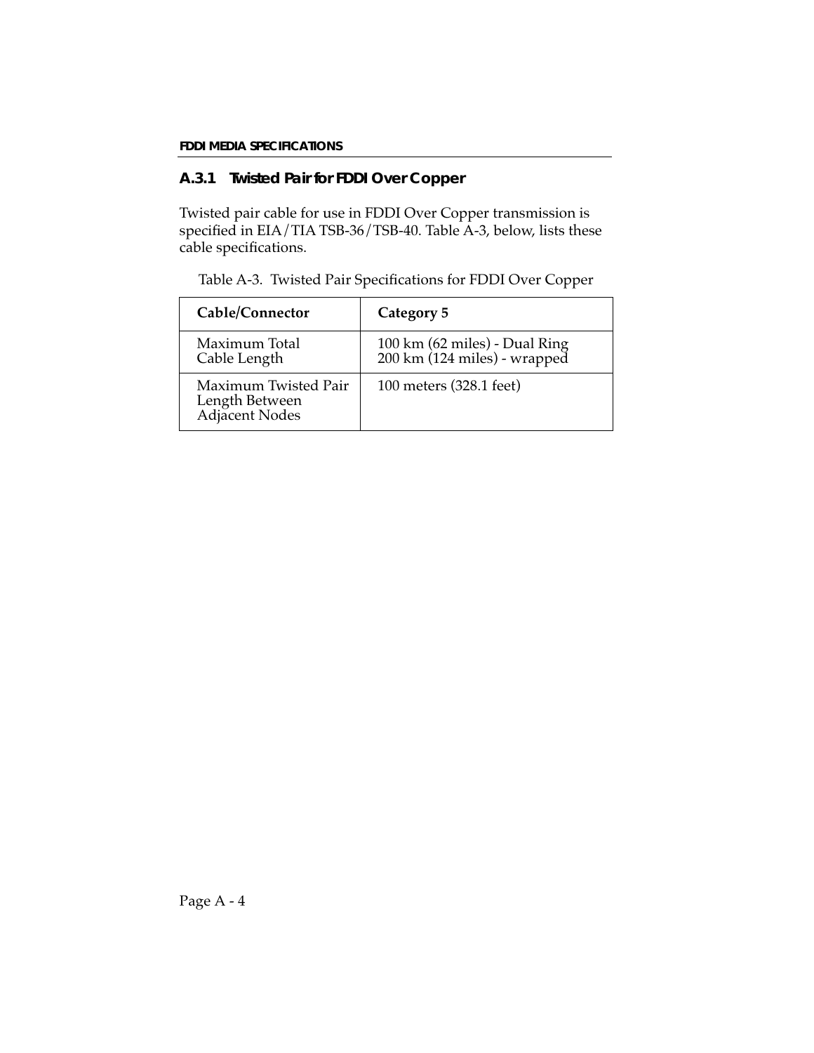### A.3.1 Twisted Pair for FDDI Over Copper

Twisted pair cable for use in FDDI Over Copper transmission is specified in EIA/TIA TSB-36/TSB-40. Table A-3, below, lists these cable specifications.

Table A-3. Twisted Pair Specifications for FDDI Over Copper

| Cable/Connector | Category 5 |
|---|---|
| Maximum Total Cable Length | 100 km (62 miles) - Dual Ring<br>200 km (124 miles) - wrapped |
| Maximum Twisted Pair Length Between Adjacent Nodes | 100 meters (328.1 feet) |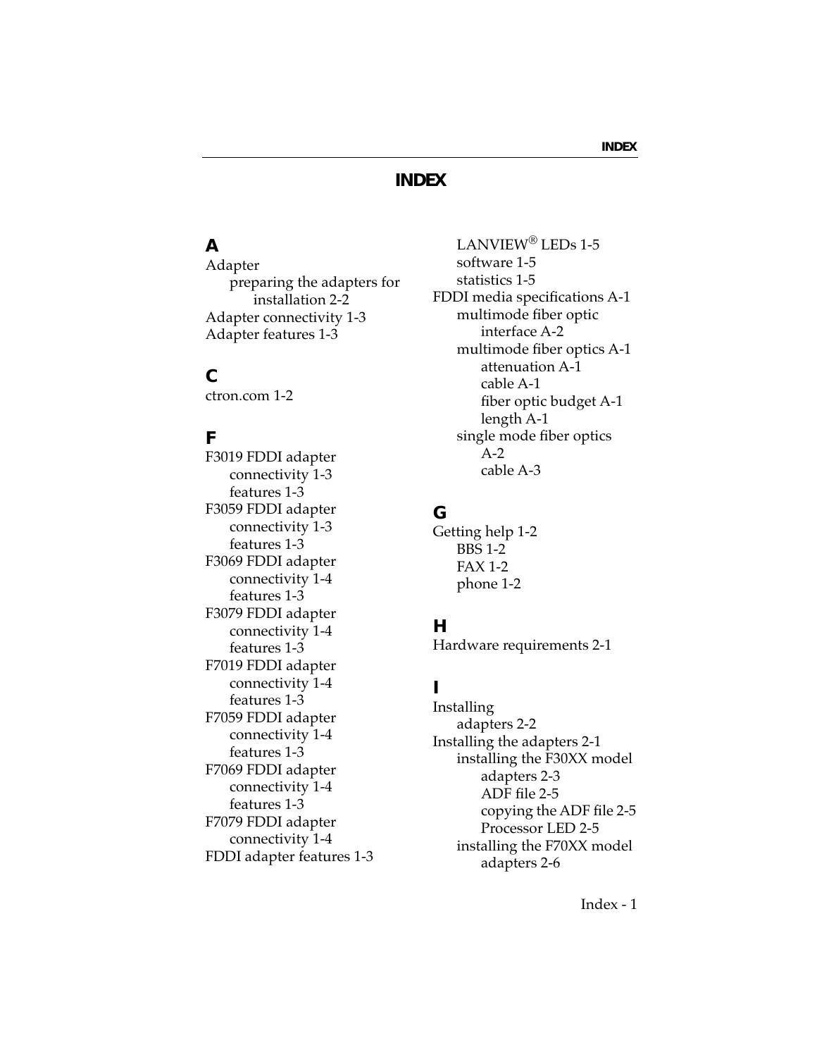# INDEX

## A

Adapter
- preparing the adapters for installation 2-2

Adapter connectivity 1-3
Adapter features 1-3

## C

ctron.com 1-2

## F

F3019 FDDI adapter
- connectivity 1-3
- features 1-3

F3059 FDDI adapter
- connectivity 1-3
- features 1-3

F3069 FDDI adapter
- connectivity 1-4
- features 1-3

F3079 FDDI adapter
- connectivity 1-4
- features 1-3

F7019 FDDI adapter
- connectivity 1-4
- features 1-3

F7059 FDDI adapter
- connectivity 1-4
- features 1-3

F7069 FDDI adapter
- connectivity 1-4
- features 1-3

F7079 FDDI adapter
- connectivity 1-4

FDDI adapter features 1-3
- LANVIEW® LEDs 1-5
- software 1-5
- statistics 1-5

FDDI media specifications A-1
- multimode fiber optic interface A-2
- multimode fiber optics A-1
  - attenuation A-1
  - cable A-1
  - fiber optic budget A-1
  - length A-1
- single mode fiber optics A-2
  - cable A-3

## G

Getting help 1-2
- BBS 1-2
- FAX 1-2
- phone 1-2

## H

Hardware requirements 2-1

## I

Installing
- adapters 2-2

Installing the adapters 2-1
- installing the F30XX model adapters 2-3
  - ADF file 2-5
  - copying the ADF file 2-5
  - Processor LED 2-5
- installing the F70XX model adapters 2-6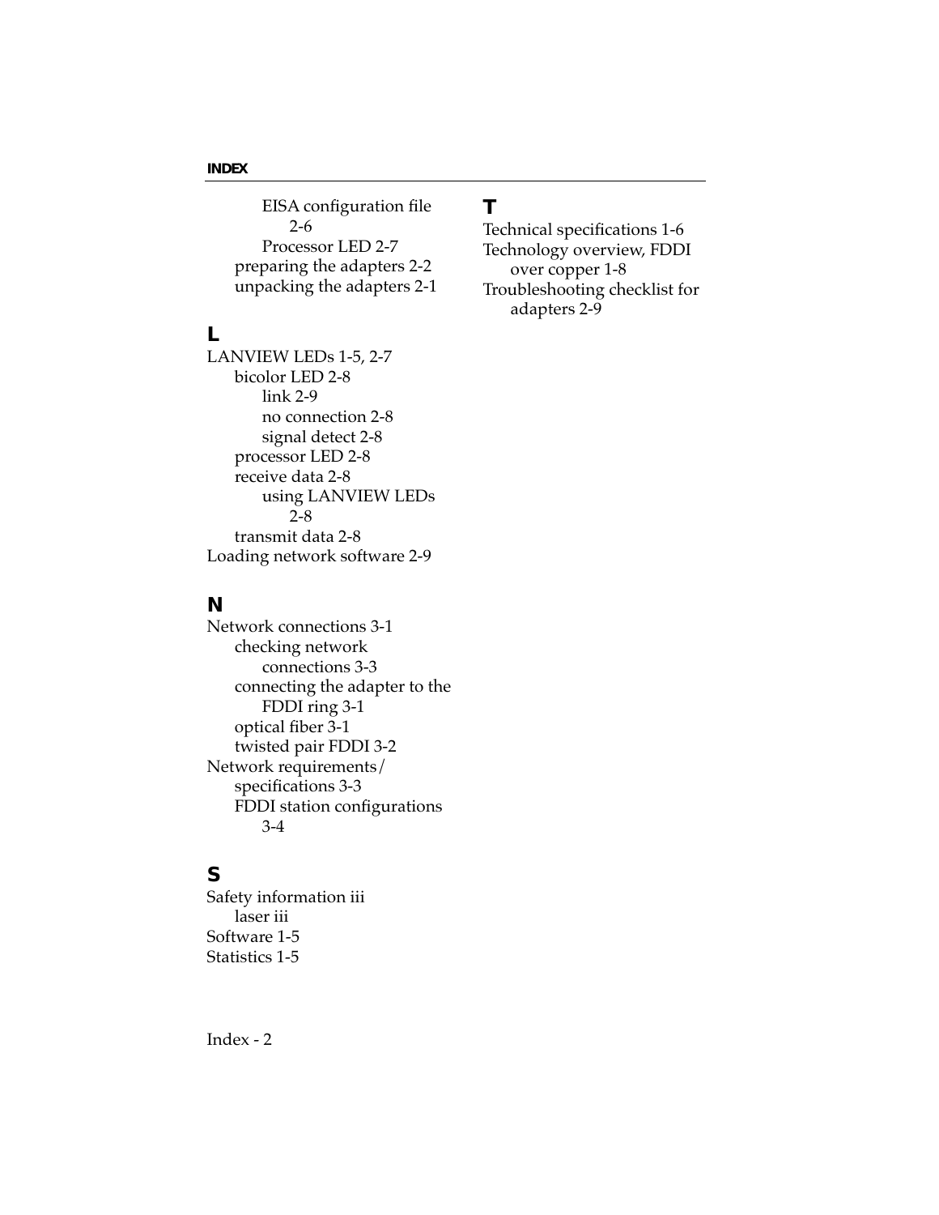EISA configuration file 2-6
Processor LED 2-7
preparing the adapters 2-2
unpacking the adapters 2-1

## L

LANVIEW LEDs 1-5, 2-7
- bicolor LED 2-8
  - link 2-9
  - no connection 2-8
  - signal detect 2-8
- processor LED 2-8
- receive data 2-8
  - using LANVIEW LEDs 2-8
- transmit data 2-8

Loading network software 2-9

## N

Network connections 3-1
- checking network connections 3-3
- connecting the adapter to the FDDI ring 3-1
- optical fiber 3-1
- twisted pair FDDI 3-2

Network requirements/specifications 3-3
- FDDI station configurations 3-4

## S

Safety information iii
- laser iii

Software 1-5
Statistics 1-5

## T

Technical specifications 1-6
Technology overview, FDDI over copper 1-8
Troubleshooting checklist for adapters 2-9